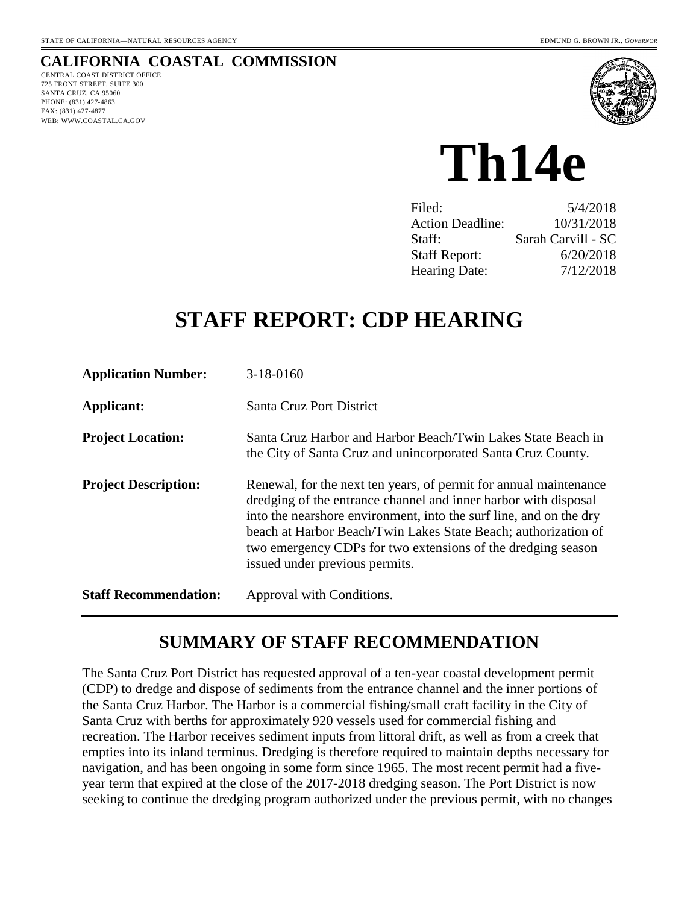STATE OF CALIFORNIA—NATURAL RESOURCES AGENCY EDMUND G. BROWN JR., *GOVERNOR*

**CALIFORNIA COASTAL COMMISSION**
CENTRAL COAST DISTRICT OFFICE
725 FRONT STREET, SUITE 300
SANTA CRUZ, CA 95060
PHONE: (831) 427-4863
FAX: (831) 427-4877
WEB: WWW.COASTAL.CA.GOV

# Th14e

| | |
|---|---|
| Filed: | 5/4/2018 |
| Action Deadline: | 10/31/2018 |
| Staff: | Sarah Carvill - SC |
| Staff Report: | 6/20/2018 |
| Hearing Date: | 7/12/2018 |

# STAFF REPORT: CDP HEARING

**Application Number:** 3-18-0160

**Applicant:** Santa Cruz Port District

**Project Location:** Santa Cruz Harbor and Harbor Beach/Twin Lakes State Beach in the City of Santa Cruz and unincorporated Santa Cruz County.

**Project Description:** Renewal, for the next ten years, of permit for annual maintenance dredging of the entrance channel and inner harbor with disposal into the nearshore environment, into the surf line, and on the dry beach at Harbor Beach/Twin Lakes State Beach; authorization of two emergency CDPs for two extensions of the dredging season issued under previous permits.

**Staff Recommendation:** Approval with Conditions.

## SUMMARY OF STAFF RECOMMENDATION

The Santa Cruz Port District has requested approval of a ten-year coastal development permit (CDP) to dredge and dispose of sediments from the entrance channel and the inner portions of the Santa Cruz Harbor. The Harbor is a commercial fishing/small craft facility in the City of Santa Cruz with berths for approximately 920 vessels used for commercial fishing and recreation. The Harbor receives sediment inputs from littoral drift, as well as from a creek that empties into its inland terminus. Dredging is therefore required to maintain depths necessary for navigation, and has been ongoing in some form since 1965. The most recent permit had a five-year term that expired at the close of the 2017-2018 dredging season. The Port District is now seeking to continue the dredging program authorized under the previous permit, with no changes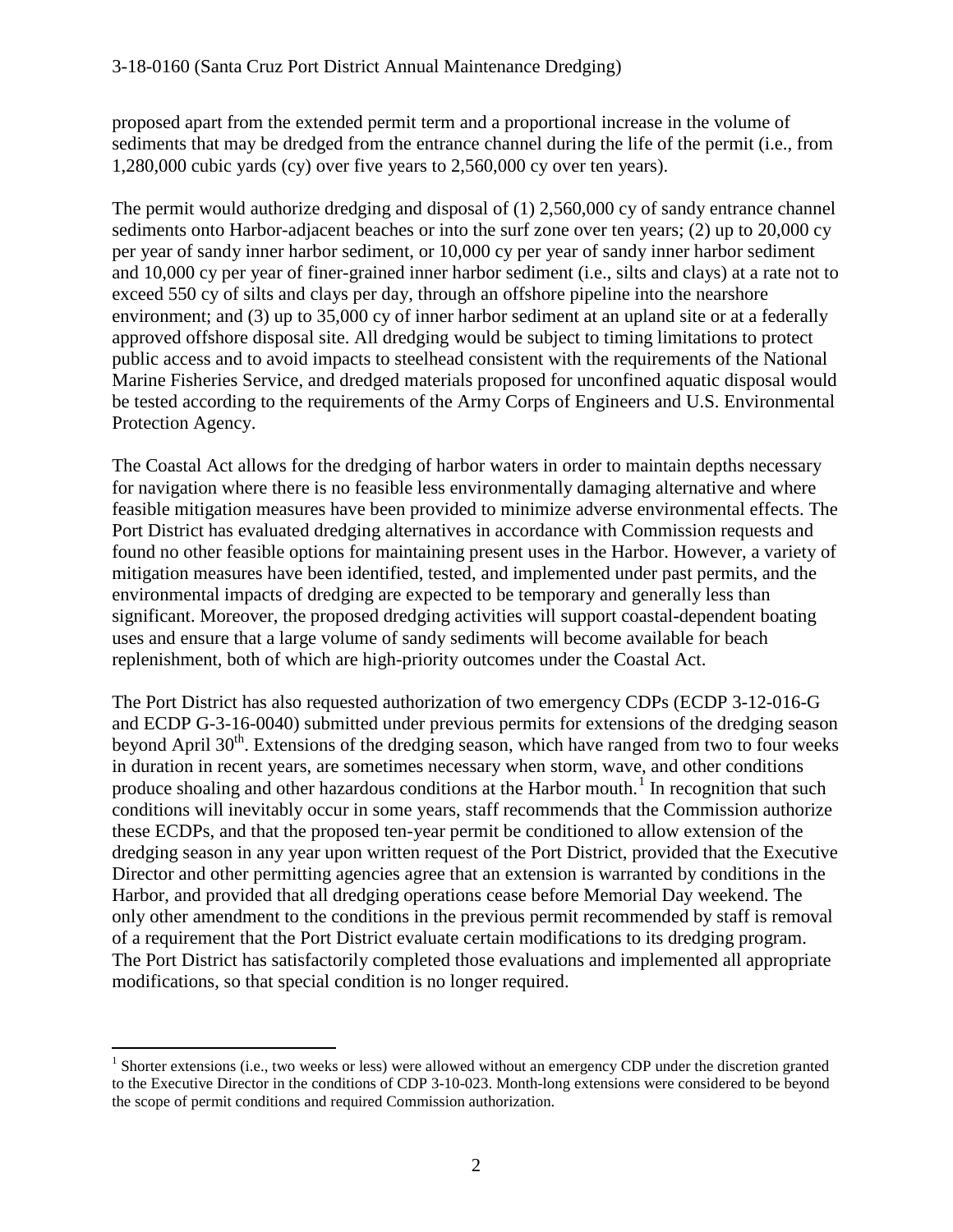proposed apart from the extended permit term and a proportional increase in the volume of sediments that may be dredged from the entrance channel during the life of the permit (i.e., from 1,280,000 cubic yards (cy) over five years to 2,560,000 cy over ten years).

The permit would authorize dredging and disposal of (1) 2,560,000 cy of sandy entrance channel sediments onto Harbor-adjacent beaches or into the surf zone over ten years; (2) up to 20,000 cy per year of sandy inner harbor sediment, or 10,000 cy per year of sandy inner harbor sediment and 10,000 cy per year of finer-grained inner harbor sediment (i.e., silts and clays) at a rate not to exceed 550 cy of silts and clays per day, through an offshore pipeline into the nearshore environment; and (3) up to 35,000 cy of inner harbor sediment at an upland site or at a federally approved offshore disposal site. All dredging would be subject to timing limitations to protect public access and to avoid impacts to steelhead consistent with the requirements of the National Marine Fisheries Service, and dredged materials proposed for unconfined aquatic disposal would be tested according to the requirements of the Army Corps of Engineers and U.S. Environmental Protection Agency.

The Coastal Act allows for the dredging of harbor waters in order to maintain depths necessary for navigation where there is no feasible less environmentally damaging alternative and where feasible mitigation measures have been provided to minimize adverse environmental effects. The Port District has evaluated dredging alternatives in accordance with Commission requests and found no other feasible options for maintaining present uses in the Harbor. However, a variety of mitigation measures have been identified, tested, and implemented under past permits, and the environmental impacts of dredging are expected to be temporary and generally less than significant. Moreover, the proposed dredging activities will support coastal-dependent boating uses and ensure that a large volume of sandy sediments will become available for beach replenishment, both of which are high-priority outcomes under the Coastal Act.

The Port District has also requested authorization of two emergency CDPs (ECDP 3-12-016-G and ECDP G-3-16-0040) submitted under previous permits for extensions of the dredging season beyond April 30th. Extensions of the dredging season, which have ranged from two to four weeks in duration in recent years, are sometimes necessary when storm, wave, and other conditions produce shoaling and other hazardous conditions at the Harbor mouth.[1] In recognition that such conditions will inevitably occur in some years, staff recommends that the Commission authorize these ECDPs, and that the proposed ten-year permit be conditioned to allow extension of the dredging season in any year upon written request of the Port District, provided that the Executive Director and other permitting agencies agree that an extension is warranted by conditions in the Harbor, and provided that all dredging operations cease before Memorial Day weekend. The only other amendment to the conditions in the previous permit recommended by staff is removal of a requirement that the Port District evaluate certain modifications to its dredging program. The Port District has satisfactorily completed those evaluations and implemented all appropriate modifications, so that special condition is no longer required.

---

[1] Shorter extensions (i.e., two weeks or less) were allowed without an emergency CDP under the discretion granted to the Executive Director in the conditions of CDP 3-10-023. Month-long extensions were considered to be beyond the scope of permit conditions and required Commission authorization.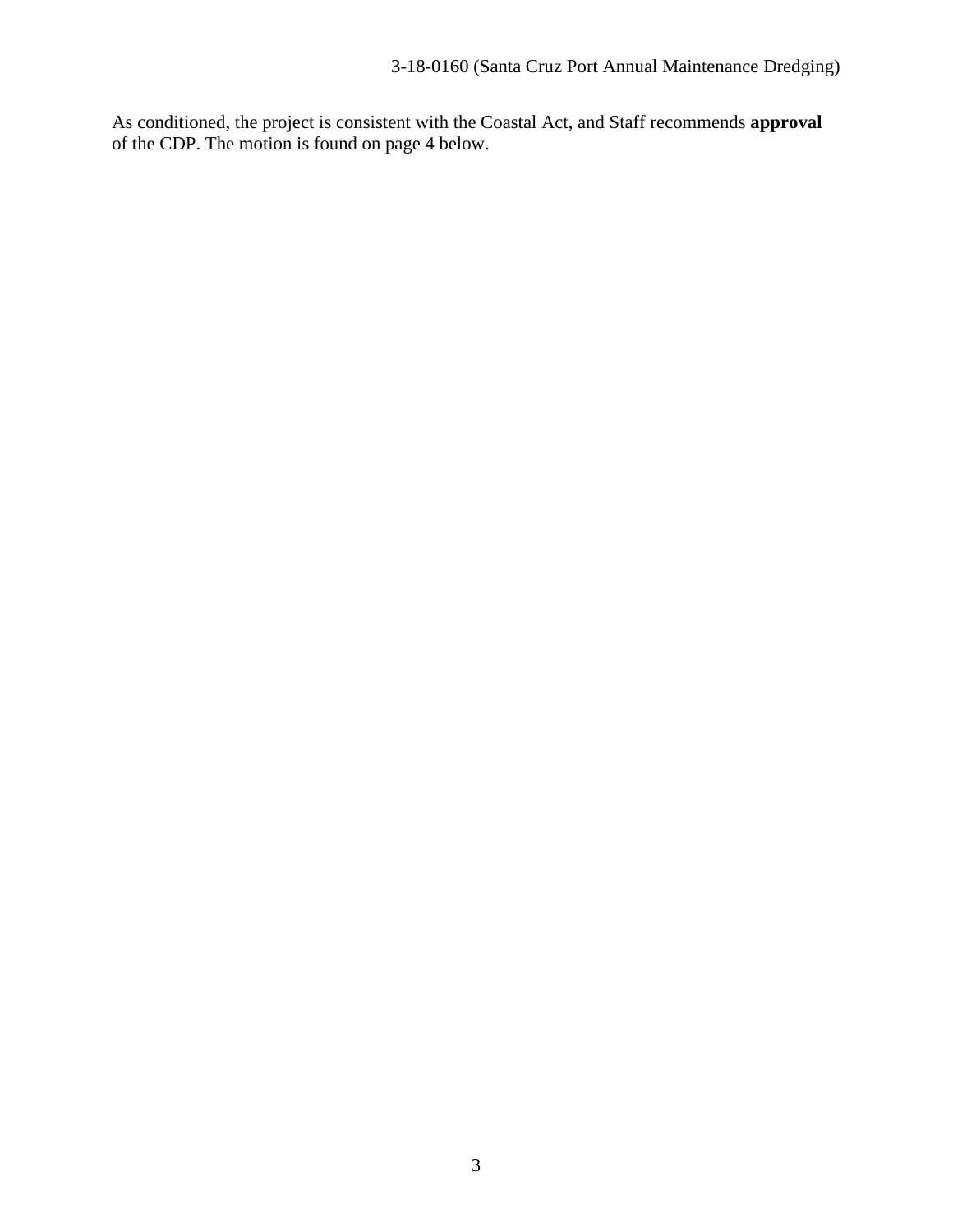As conditioned, the project is consistent with the Coastal Act, and Staff recommends **approval** of the CDP. The motion is found on page 4 below.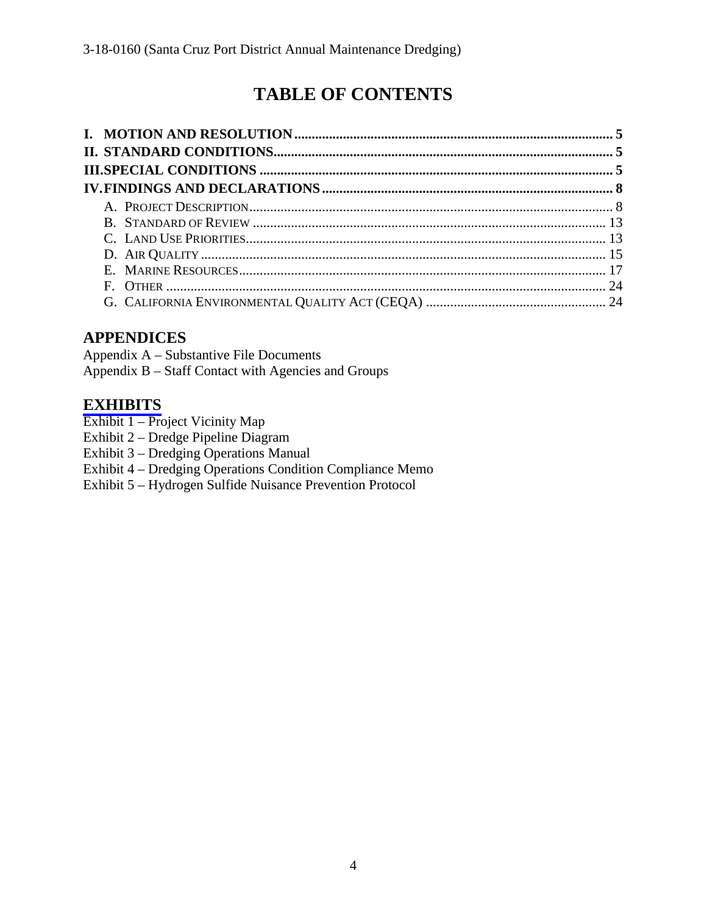# TABLE OF CONTENTS

**I. MOTION AND RESOLUTION** .......... **5**
**II. STANDARD CONDITIONS** .......... **5**
**III. SPECIAL CONDITIONS** .......... **5**
**IV. FINDINGS AND DECLARATIONS** .......... **8**

- A. PROJECT DESCRIPTION .......... 8
- B. STANDARD OF REVIEW .......... 13
- C. LAND USE PRIORITIES .......... 13
- D. AIR QUALITY .......... 15
- E. MARINE RESOURCES .......... 17
- F. OTHER .......... 24
- G. CALIFORNIA ENVIRONMENTAL QUALITY ACT (CEQA) .......... 24

## APPENDICES

Appendix A – Substantive File Documents
Appendix B – Staff Contact with Agencies and Groups

## EXHIBITS

Exhibit 1 – Project Vicinity Map
Exhibit 2 – Dredge Pipeline Diagram
Exhibit 3 – Dredging Operations Manual
Exhibit 4 – Dredging Operations Condition Compliance Memo
Exhibit 5 – Hydrogen Sulfide Nuisance Prevention Protocol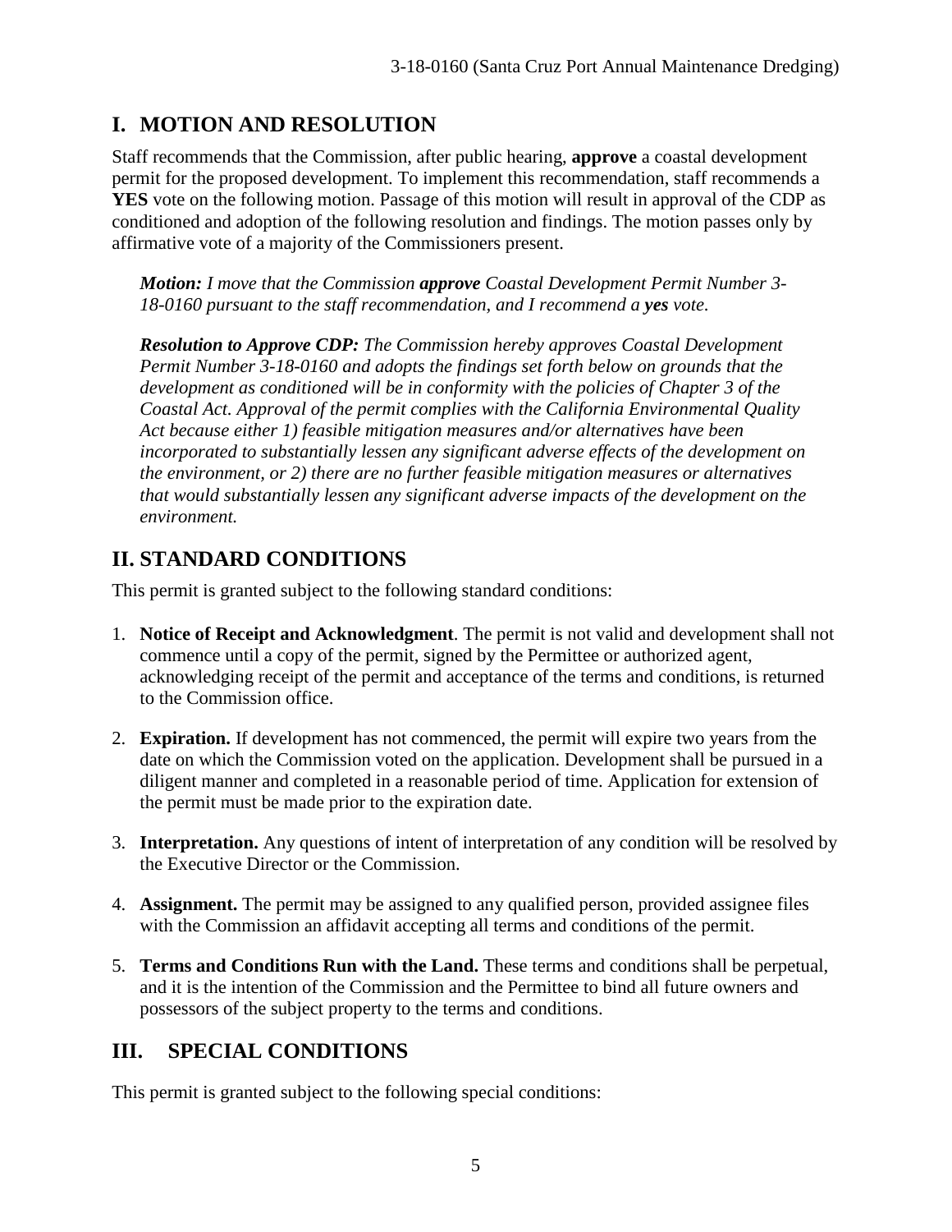## I. MOTION AND RESOLUTION

Staff recommends that the Commission, after public hearing, **approve** a coastal development permit for the proposed development. To implement this recommendation, staff recommends a **YES** vote on the following motion. Passage of this motion will result in approval of the CDP as conditioned and adoption of the following resolution and findings. The motion passes only by affirmative vote of a majority of the Commissioners present.

> ***Motion:*** *I move that the Commission* ***approve*** *Coastal Development Permit Number 3-18-0160 pursuant to the staff recommendation, and I recommend a* ***yes*** *vote.*
>
> ***Resolution to Approve CDP:*** *The Commission hereby approves Coastal Development Permit Number 3-18-0160 and adopts the findings set forth below on grounds that the development as conditioned will be in conformity with the policies of Chapter 3 of the Coastal Act. Approval of the permit complies with the California Environmental Quality Act because either 1) feasible mitigation measures and/or alternatives have been incorporated to substantially lessen any significant adverse effects of the development on the environment, or 2) there are no further feasible mitigation measures or alternatives that would substantially lessen any significant adverse impacts of the development on the environment.*

## II. STANDARD CONDITIONS

This permit is granted subject to the following standard conditions:

1. **Notice of Receipt and Acknowledgment**. The permit is not valid and development shall not commence until a copy of the permit, signed by the Permittee or authorized agent, acknowledging receipt of the permit and acceptance of the terms and conditions, is returned to the Commission office.

2. **Expiration.** If development has not commenced, the permit will expire two years from the date on which the Commission voted on the application. Development shall be pursued in a diligent manner and completed in a reasonable period of time. Application for extension of the permit must be made prior to the expiration date.

3. **Interpretation.** Any questions of intent of interpretation of any condition will be resolved by the Executive Director or the Commission.

4. **Assignment.** The permit may be assigned to any qualified person, provided assignee files with the Commission an affidavit accepting all terms and conditions of the permit.

5. **Terms and Conditions Run with the Land.** These terms and conditions shall be perpetual, and it is the intention of the Commission and the Permittee to bind all future owners and possessors of the subject property to the terms and conditions.

## III. SPECIAL CONDITIONS

This permit is granted subject to the following special conditions: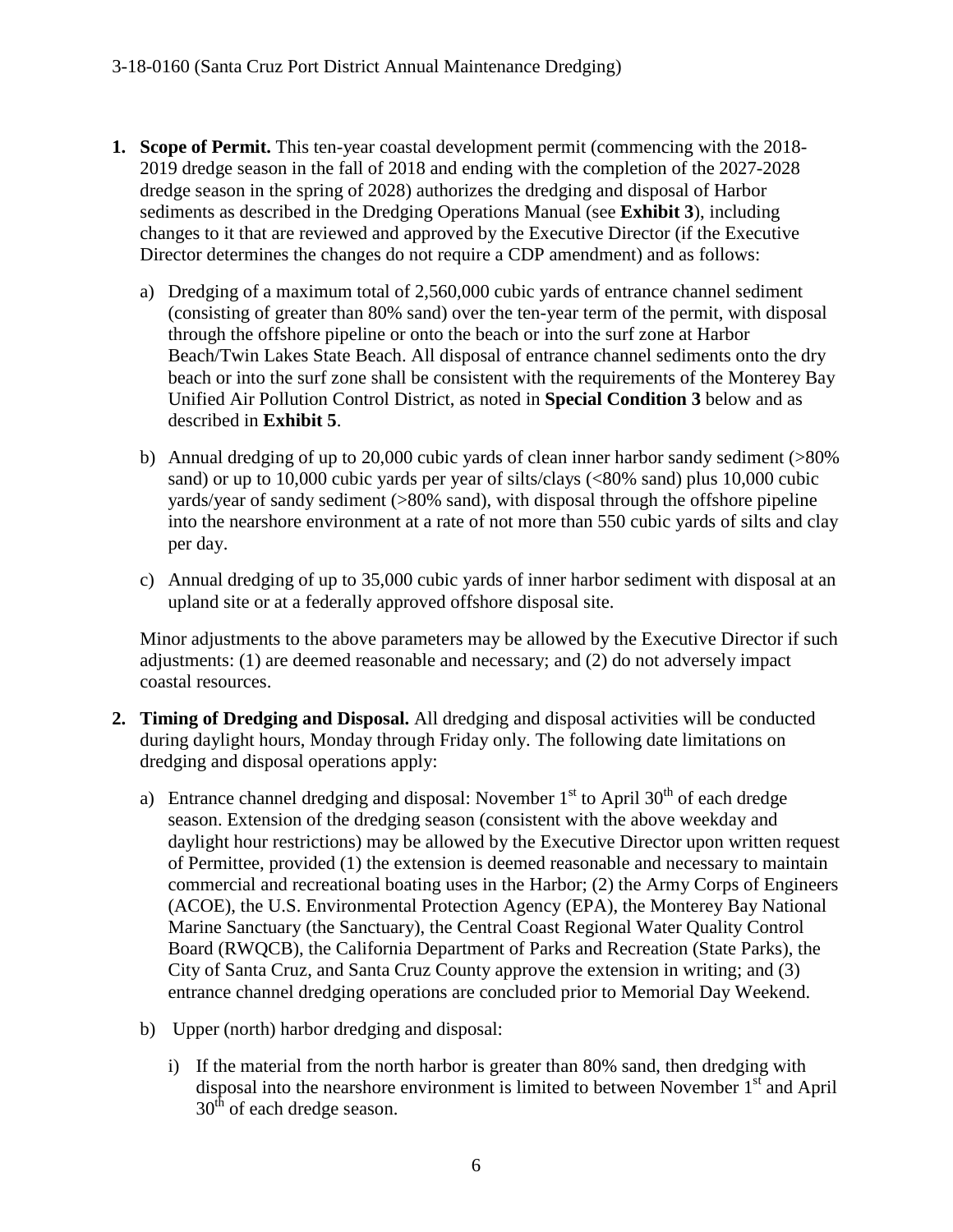1. **Scope of Permit.** This ten-year coastal development permit (commencing with the 2018-2019 dredge season in the fall of 2018 and ending with the completion of the 2027-2028 dredge season in the spring of 2028) authorizes the dredging and disposal of Harbor sediments as described in the Dredging Operations Manual (see **Exhibit 3**), including changes to it that are reviewed and approved by the Executive Director (if the Executive Director determines the changes do not require a CDP amendment) and as follows:

   a) Dredging of a maximum total of 2,560,000 cubic yards of entrance channel sediment (consisting of greater than 80% sand) over the ten-year term of the permit, with disposal through the offshore pipeline or onto the beach or into the surf zone at Harbor Beach/Twin Lakes State Beach. All disposal of entrance channel sediments onto the dry beach or into the surf zone shall be consistent with the requirements of the Monterey Bay Unified Air Pollution Control District, as noted in **Special Condition 3** below and as described in **Exhibit 5**.

   b) Annual dredging of up to 20,000 cubic yards of clean inner harbor sandy sediment (>80% sand) or up to 10,000 cubic yards per year of silts/clays (<80% sand) plus 10,000 cubic yards/year of sandy sediment (>80% sand), with disposal through the offshore pipeline into the nearshore environment at a rate of not more than 550 cubic yards of silts and clay per day.

   c) Annual dredging of up to 35,000 cubic yards of inner harbor sediment with disposal at an upland site or at a federally approved offshore disposal site.

   Minor adjustments to the above parameters may be allowed by the Executive Director if such adjustments: (1) are deemed reasonable and necessary; and (2) do not adversely impact coastal resources.

2. **Timing of Dredging and Disposal.** All dredging and disposal activities will be conducted during daylight hours, Monday through Friday only. The following date limitations on dredging and disposal operations apply:

   a) Entrance channel dredging and disposal: November 1st to April 30th of each dredge season. Extension of the dredging season (consistent with the above weekday and daylight hour restrictions) may be allowed by the Executive Director upon written request of Permittee, provided (1) the extension is deemed reasonable and necessary to maintain commercial and recreational boating uses in the Harbor; (2) the Army Corps of Engineers (ACOE), the U.S. Environmental Protection Agency (EPA), the Monterey Bay National Marine Sanctuary (the Sanctuary), the Central Coast Regional Water Quality Control Board (RWQCB), the California Department of Parks and Recreation (State Parks), the City of Santa Cruz, and Santa Cruz County approve the extension in writing; and (3) entrance channel dredging operations are concluded prior to Memorial Day Weekend.

   b) Upper (north) harbor dredging and disposal:

      i) If the material from the north harbor is greater than 80% sand, then dredging with disposal into the nearshore environment is limited to between November 1st and April 30th of each dredge season.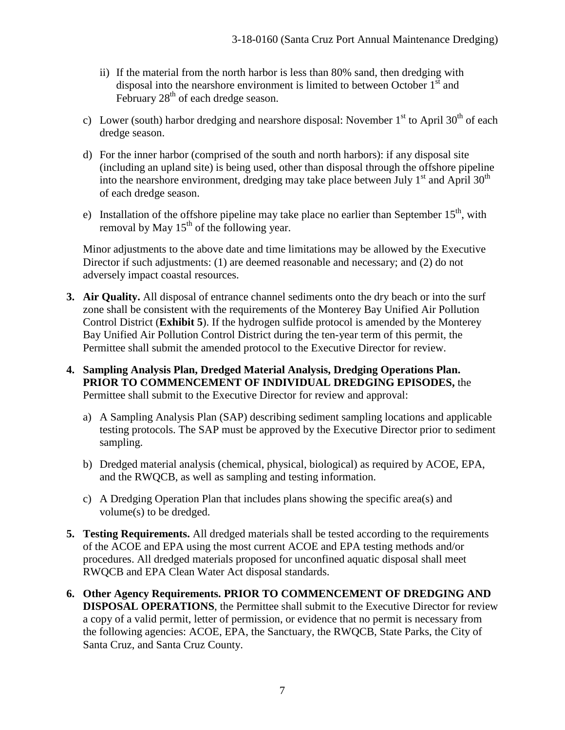ii) If the material from the north harbor is less than 80% sand, then dredging with disposal into the nearshore environment is limited to between October 1st and February 28th of each dredge season.

c) Lower (south) harbor dredging and nearshore disposal: November 1st to April 30th of each dredge season.

d) For the inner harbor (comprised of the south and north harbors): if any disposal site (including an upland site) is being used, other than disposal through the offshore pipeline into the nearshore environment, dredging may take place between July 1st and April 30th of each dredge season.

e) Installation of the offshore pipeline may take place no earlier than September 15th, with removal by May 15th of the following year.

Minor adjustments to the above date and time limitations may be allowed by the Executive Director if such adjustments: (1) are deemed reasonable and necessary; and (2) do not adversely impact coastal resources.

3. **Air Quality.** All disposal of entrance channel sediments onto the dry beach or into the surf zone shall be consistent with the requirements of the Monterey Bay Unified Air Pollution Control District (**Exhibit 5**). If the hydrogen sulfide protocol is amended by the Monterey Bay Unified Air Pollution Control District during the ten-year term of this permit, the Permittee shall submit the amended protocol to the Executive Director for review.

4. **Sampling Analysis Plan, Dredged Material Analysis, Dredging Operations Plan. PRIOR TO COMMENCEMENT OF INDIVIDUAL DREDGING EPISODES,** the Permittee shall submit to the Executive Director for review and approval:

   a) A Sampling Analysis Plan (SAP) describing sediment sampling locations and applicable testing protocols. The SAP must be approved by the Executive Director prior to sediment sampling.

   b) Dredged material analysis (chemical, physical, biological) as required by ACOE, EPA, and the RWQCB, as well as sampling and testing information.

   c) A Dredging Operation Plan that includes plans showing the specific area(s) and volume(s) to be dredged.

5. **Testing Requirements.** All dredged materials shall be tested according to the requirements of the ACOE and EPA using the most current ACOE and EPA testing methods and/or procedures. All dredged materials proposed for unconfined aquatic disposal shall meet RWQCB and EPA Clean Water Act disposal standards.

6. **Other Agency Requirements. PRIOR TO COMMENCEMENT OF DREDGING AND DISPOSAL OPERATIONS**, the Permittee shall submit to the Executive Director for review a copy of a valid permit, letter of permission, or evidence that no permit is necessary from the following agencies: ACOE, EPA, the Sanctuary, the RWQCB, State Parks, the City of Santa Cruz, and Santa Cruz County.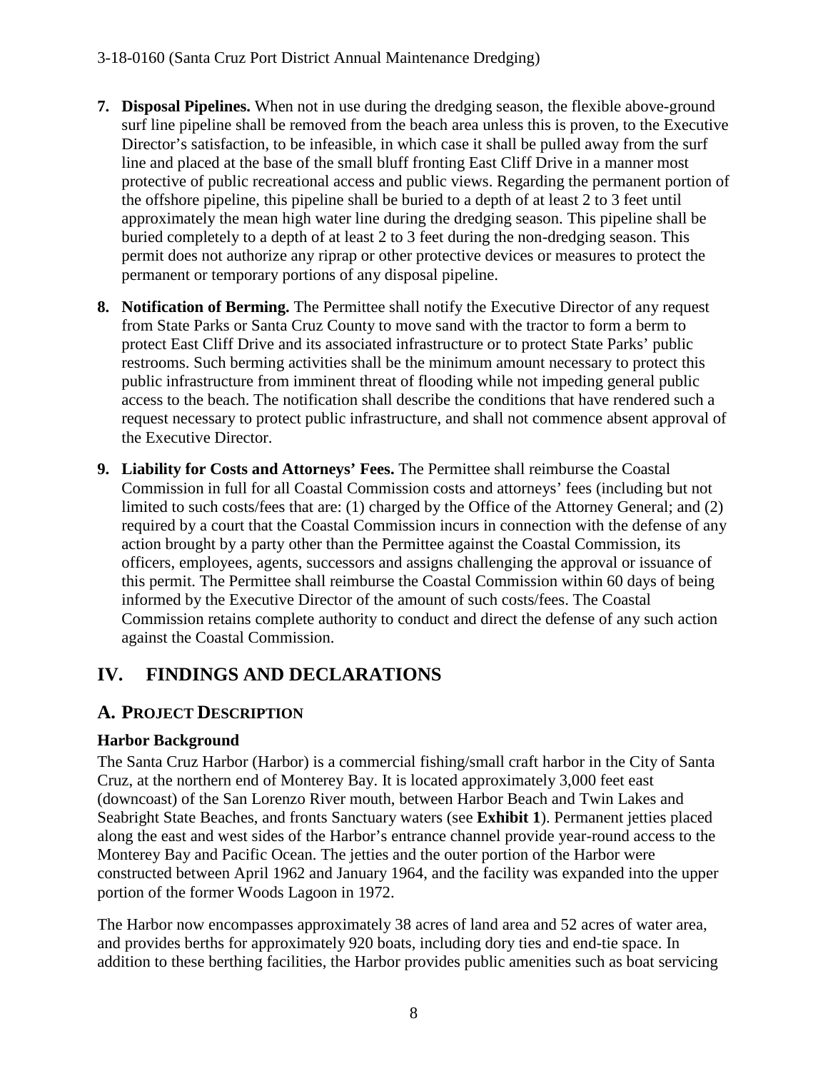7. **Disposal Pipelines.** When not in use during the dredging season, the flexible above-ground surf line pipeline shall be removed from the beach area unless this is proven, to the Executive Director's satisfaction, to be infeasible, in which case it shall be pulled away from the surf line and placed at the base of the small bluff fronting East Cliff Drive in a manner most protective of public recreational access and public views. Regarding the permanent portion of the offshore pipeline, this pipeline shall be buried to a depth of at least 2 to 3 feet until approximately the mean high water line during the dredging season. This pipeline shall be buried completely to a depth of at least 2 to 3 feet during the non-dredging season. This permit does not authorize any riprap or other protective devices or measures to protect the permanent or temporary portions of any disposal pipeline.

8. **Notification of Berming.** The Permittee shall notify the Executive Director of any request from State Parks or Santa Cruz County to move sand with the tractor to form a berm to protect East Cliff Drive and its associated infrastructure or to protect State Parks' public restrooms. Such berming activities shall be the minimum amount necessary to protect this public infrastructure from imminent threat of flooding while not impeding general public access to the beach. The notification shall describe the conditions that have rendered such a request necessary to protect public infrastructure, and shall not commence absent approval of the Executive Director.

9. **Liability for Costs and Attorneys' Fees.** The Permittee shall reimburse the Coastal Commission in full for all Coastal Commission costs and attorneys' fees (including but not limited to such costs/fees that are: (1) charged by the Office of the Attorney General; and (2) required by a court that the Coastal Commission incurs in connection with the defense of any action brought by a party other than the Permittee against the Coastal Commission, its officers, employees, agents, successors and assigns challenging the approval or issuance of this permit. The Permittee shall reimburse the Coastal Commission within 60 days of being informed by the Executive Director of the amount of such costs/fees. The Coastal Commission retains complete authority to conduct and direct the defense of any such action against the Coastal Commission.

# IV. FINDINGS AND DECLARATIONS

## A. PROJECT DESCRIPTION

### Harbor Background

The Santa Cruz Harbor (Harbor) is a commercial fishing/small craft harbor in the City of Santa Cruz, at the northern end of Monterey Bay. It is located approximately 3,000 feet east (downcoast) of the San Lorenzo River mouth, between Harbor Beach and Twin Lakes and Seabright State Beaches, and fronts Sanctuary waters (see **Exhibit 1**). Permanent jetties placed along the east and west sides of the Harbor's entrance channel provide year-round access to the Monterey Bay and Pacific Ocean. The jetties and the outer portion of the Harbor were constructed between April 1962 and January 1964, and the facility was expanded into the upper portion of the former Woods Lagoon in 1972.

The Harbor now encompasses approximately 38 acres of land area and 52 acres of water area, and provides berths for approximately 920 boats, including dory ties and end-tie space. In addition to these berthing facilities, the Harbor provides public amenities such as boat servicing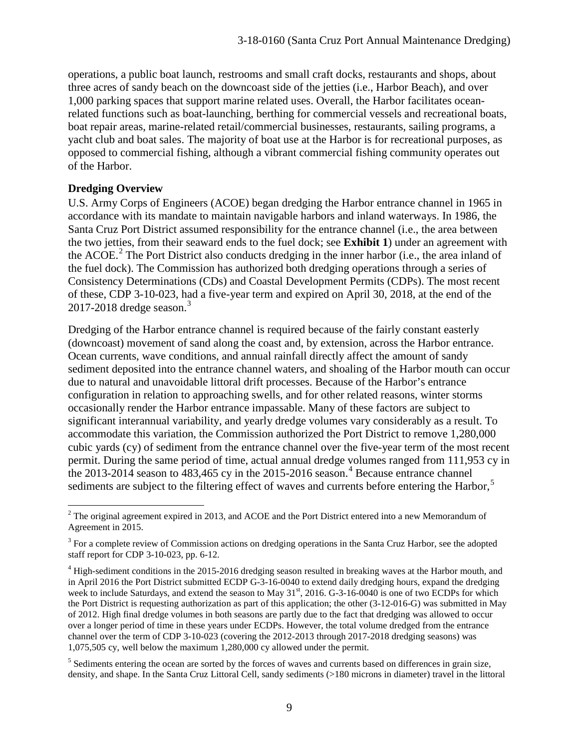operations, a public boat launch, restrooms and small craft docks, restaurants and shops, about three acres of sandy beach on the downcoast side of the jetties (i.e., Harbor Beach), and over 1,000 parking spaces that support marine related uses. Overall, the Harbor facilitates ocean-related functions such as boat-launching, berthing for commercial vessels and recreational boats, boat repair areas, marine-related retail/commercial businesses, restaurants, sailing programs, a yacht club and boat sales. The majority of boat use at the Harbor is for recreational purposes, as opposed to commercial fishing, although a vibrant commercial fishing community operates out of the Harbor.

**Dredging Overview**

U.S. Army Corps of Engineers (ACOE) began dredging the Harbor entrance channel in 1965 in accordance with its mandate to maintain navigable harbors and inland waterways. In 1986, the Santa Cruz Port District assumed responsibility for the entrance channel (i.e., the area between the two jetties, from their seaward ends to the fuel dock; see **Exhibit 1**) under an agreement with the ACOE.[2] The Port District also conducts dredging in the inner harbor (i.e., the area inland of the fuel dock). The Commission has authorized both dredging operations through a series of Consistency Determinations (CDs) and Coastal Development Permits (CDPs). The most recent of these, CDP 3-10-023, had a five-year term and expired on April 30, 2018, at the end of the 2017-2018 dredge season.[3]

Dredging of the Harbor entrance channel is required because of the fairly constant easterly (downcoast) movement of sand along the coast and, by extension, across the Harbor entrance. Ocean currents, wave conditions, and annual rainfall directly affect the amount of sandy sediment deposited into the entrance channel waters, and shoaling of the Harbor mouth can occur due to natural and unavoidable littoral drift processes. Because of the Harbor's entrance configuration in relation to approaching swells, and for other related reasons, winter storms occasionally render the Harbor entrance impassable. Many of these factors are subject to significant interannual variability, and yearly dredge volumes vary considerably as a result. To accommodate this variation, the Commission authorized the Port District to remove 1,280,000 cubic yards (cy) of sediment from the entrance channel over the five-year term of the most recent permit. During the same period of time, actual annual dredge volumes ranged from 111,953 cy in the 2013-2014 season to 483,465 cy in the 2015-2016 season.[4] Because entrance channel sediments are subject to the filtering effect of waves and currents before entering the Harbor,[5]

---

[2] The original agreement expired in 2013, and ACOE and the Port District entered into a new Memorandum of Agreement in 2015.

[3] For a complete review of Commission actions on dredging operations in the Santa Cruz Harbor, see the adopted staff report for CDP 3-10-023, pp. 6-12.

[4] High-sediment conditions in the 2015-2016 dredging season resulted in breaking waves at the Harbor mouth, and in April 2016 the Port District submitted ECDP G-3-16-0040 to extend daily dredging hours, expand the dredging week to include Saturdays, and extend the season to May 31st, 2016. G-3-16-0040 is one of two ECDPs for which the Port District is requesting authorization as part of this application; the other (3-12-016-G) was submitted in May of 2012. High final dredge volumes in both seasons are partly due to the fact that dredging was allowed to occur over a longer period of time in these years under ECDPs. However, the total volume dredged from the entrance channel over the term of CDP 3-10-023 (covering the 2012-2013 through 2017-2018 dredging seasons) was 1,075,505 cy, well below the maximum 1,280,000 cy allowed under the permit.

[5] Sediments entering the ocean are sorted by the forces of waves and currents based on differences in grain size, density, and shape. In the Santa Cruz Littoral Cell, sandy sediments (>180 microns in diameter) travel in the littoral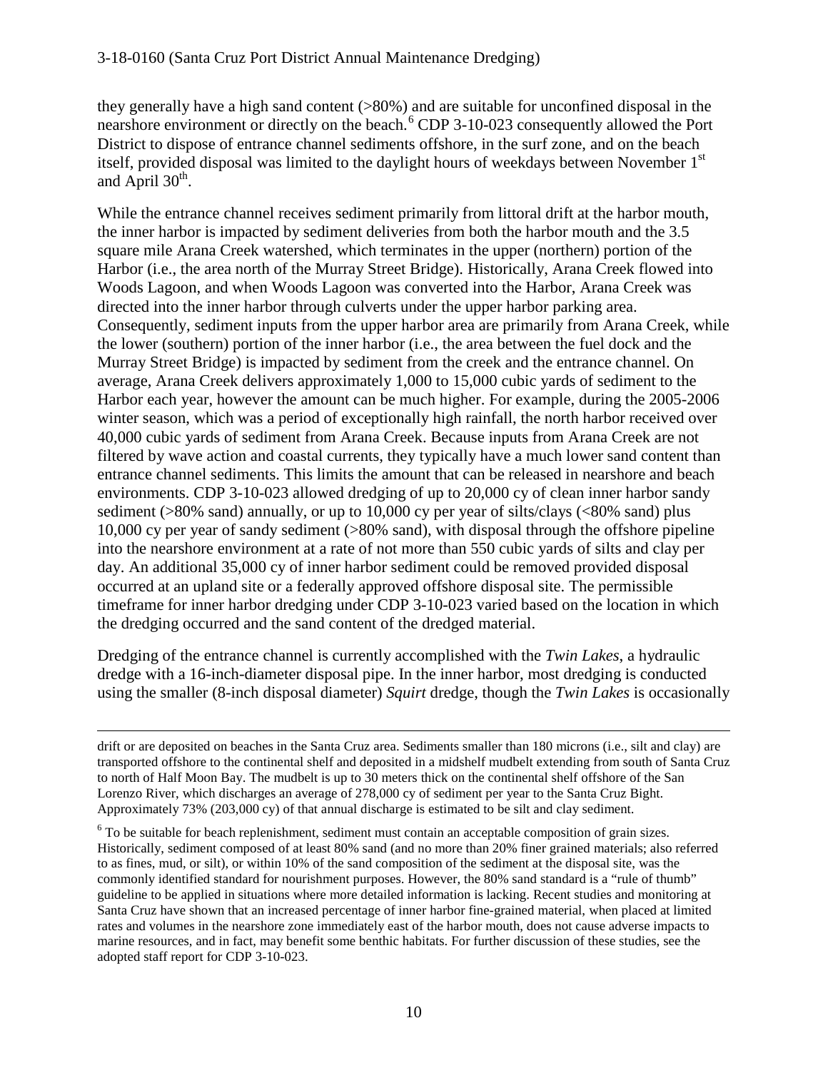they generally have a high sand content (>80%) and are suitable for unconfined disposal in the nearshore environment or directly on the beach.[6] CDP 3-10-023 consequently allowed the Port District to dispose of entrance channel sediments offshore, in the surf zone, and on the beach itself, provided disposal was limited to the daylight hours of weekdays between November 1st and April 30th.

While the entrance channel receives sediment primarily from littoral drift at the harbor mouth, the inner harbor is impacted by sediment deliveries from both the harbor mouth and the 3.5 square mile Arana Creek watershed, which terminates in the upper (northern) portion of the Harbor (i.e., the area north of the Murray Street Bridge). Historically, Arana Creek flowed into Woods Lagoon, and when Woods Lagoon was converted into the Harbor, Arana Creek was directed into the inner harbor through culverts under the upper harbor parking area. Consequently, sediment inputs from the upper harbor area are primarily from Arana Creek, while the lower (southern) portion of the inner harbor (i.e., the area between the fuel dock and the Murray Street Bridge) is impacted by sediment from the creek and the entrance channel. On average, Arana Creek delivers approximately 1,000 to 15,000 cubic yards of sediment to the Harbor each year, however the amount can be much higher. For example, during the 2005-2006 winter season, which was a period of exceptionally high rainfall, the north harbor received over 40,000 cubic yards of sediment from Arana Creek. Because inputs from Arana Creek are not filtered by wave action and coastal currents, they typically have a much lower sand content than entrance channel sediments. This limits the amount that can be released in nearshore and beach environments. CDP 3-10-023 allowed dredging of up to 20,000 cy of clean inner harbor sandy sediment (>80% sand) annually, or up to 10,000 cy per year of silts/clays (<80% sand) plus 10,000 cy per year of sandy sediment (>80% sand), with disposal through the offshore pipeline into the nearshore environment at a rate of not more than 550 cubic yards of silts and clay per day. An additional 35,000 cy of inner harbor sediment could be removed provided disposal occurred at an upland site or a federally approved offshore disposal site. The permissible timeframe for inner harbor dredging under CDP 3-10-023 varied based on the location in which the dredging occurred and the sand content of the dredged material.

Dredging of the entrance channel is currently accomplished with the *Twin Lakes*, a hydraulic dredge with a 16-inch-diameter disposal pipe. In the inner harbor, most dredging is conducted using the smaller (8-inch disposal diameter) *Squirt* dredge, though the *Twin Lakes* is occasionally

---

drift or are deposited on beaches in the Santa Cruz area. Sediments smaller than 180 microns (i.e., silt and clay) are transported offshore to the continental shelf and deposited in a midshelf mudbelt extending from south of Santa Cruz to north of Half Moon Bay. The mudbelt is up to 30 meters thick on the continental shelf offshore of the San Lorenzo River, which discharges an average of 278,000 cy of sediment per year to the Santa Cruz Bight. Approximately 73% (203,000 cy) of that annual discharge is estimated to be silt and clay sediment.

[6] To be suitable for beach replenishment, sediment must contain an acceptable composition of grain sizes. Historically, sediment composed of at least 80% sand (and no more than 20% finer grained materials; also referred to as fines, mud, or silt), or within 10% of the sand composition of the sediment at the disposal site, was the commonly identified standard for nourishment purposes. However, the 80% sand standard is a "rule of thumb" guideline to be applied in situations where more detailed information is lacking. Recent studies and monitoring at Santa Cruz have shown that an increased percentage of inner harbor fine-grained material, when placed at limited rates and volumes in the nearshore zone immediately east of the harbor mouth, does not cause adverse impacts to marine resources, and in fact, may benefit some benthic habitats. For further discussion of these studies, see the adopted staff report for CDP 3-10-023.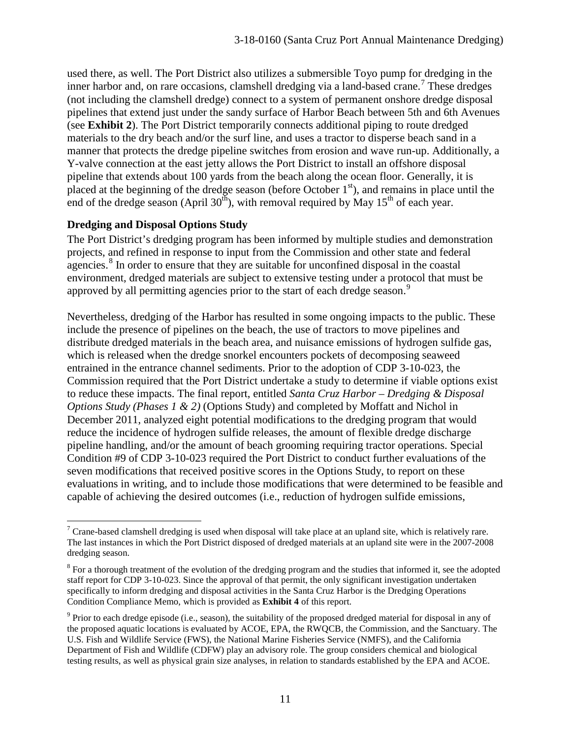used there, as well. The Port District also utilizes a submersible Toyo pump for dredging in the inner harbor and, on rare occasions, clamshell dredging via a land-based crane.[7] These dredges (not including the clamshell dredge) connect to a system of permanent onshore dredge disposal pipelines that extend just under the sandy surface of Harbor Beach between 5th and 6th Avenues (see **Exhibit 2**). The Port District temporarily connects additional piping to route dredged materials to the dry beach and/or the surf line, and uses a tractor to disperse beach sand in a manner that protects the dredge pipeline switches from erosion and wave run-up. Additionally, a Y-valve connection at the east jetty allows the Port District to install an offshore disposal pipeline that extends about 100 yards from the beach along the ocean floor. Generally, it is placed at the beginning of the dredge season (before October 1st), and remains in place until the end of the dredge season (April 30th), with removal required by May 15th of each year.

**Dredging and Disposal Options Study**

The Port District's dredging program has been informed by multiple studies and demonstration projects, and refined in response to input from the Commission and other state and federal agencies.[8] In order to ensure that they are suitable for unconfined disposal in the coastal environment, dredged materials are subject to extensive testing under a protocol that must be approved by all permitting agencies prior to the start of each dredge season.[9]

Nevertheless, dredging of the Harbor has resulted in some ongoing impacts to the public. These include the presence of pipelines on the beach, the use of tractors to move pipelines and distribute dredged materials in the beach area, and nuisance emissions of hydrogen sulfide gas, which is released when the dredge snorkel encounters pockets of decomposing seaweed entrained in the entrance channel sediments. Prior to the adoption of CDP 3-10-023, the Commission required that the Port District undertake a study to determine if viable options exist to reduce these impacts. The final report, entitled *Santa Cruz Harbor – Dredging & Disposal Options Study (Phases 1 & 2)* (Options Study) and completed by Moffatt and Nichol in December 2011, analyzed eight potential modifications to the dredging program that would reduce the incidence of hydrogen sulfide releases, the amount of flexible dredge discharge pipeline handling, and/or the amount of beach grooming requiring tractor operations. Special Condition #9 of CDP 3-10-023 required the Port District to conduct further evaluations of the seven modifications that received positive scores in the Options Study, to report on these evaluations in writing, and to include those modifications that were determined to be feasible and capable of achieving the desired outcomes (i.e., reduction of hydrogen sulfide emissions,

---

[7] Crane-based clamshell dredging is used when disposal will take place at an upland site, which is relatively rare. The last instances in which the Port District disposed of dredged materials at an upland site were in the 2007-2008 dredging season.

[8] For a thorough treatment of the evolution of the dredging program and the studies that informed it, see the adopted staff report for CDP 3-10-023. Since the approval of that permit, the only significant investigation undertaken specifically to inform dredging and disposal activities in the Santa Cruz Harbor is the Dredging Operations Condition Compliance Memo, which is provided as **Exhibit 4** of this report.

[9] Prior to each dredge episode (i.e., season), the suitability of the proposed dredged material for disposal in any of the proposed aquatic locations is evaluated by ACOE, EPA, the RWQCB, the Commission, and the Sanctuary. The U.S. Fish and Wildlife Service (FWS), the National Marine Fisheries Service (NMFS), and the California Department of Fish and Wildlife (CDFW) play an advisory role. The group considers chemical and biological testing results, as well as physical grain size analyses, in relation to standards established by the EPA and ACOE.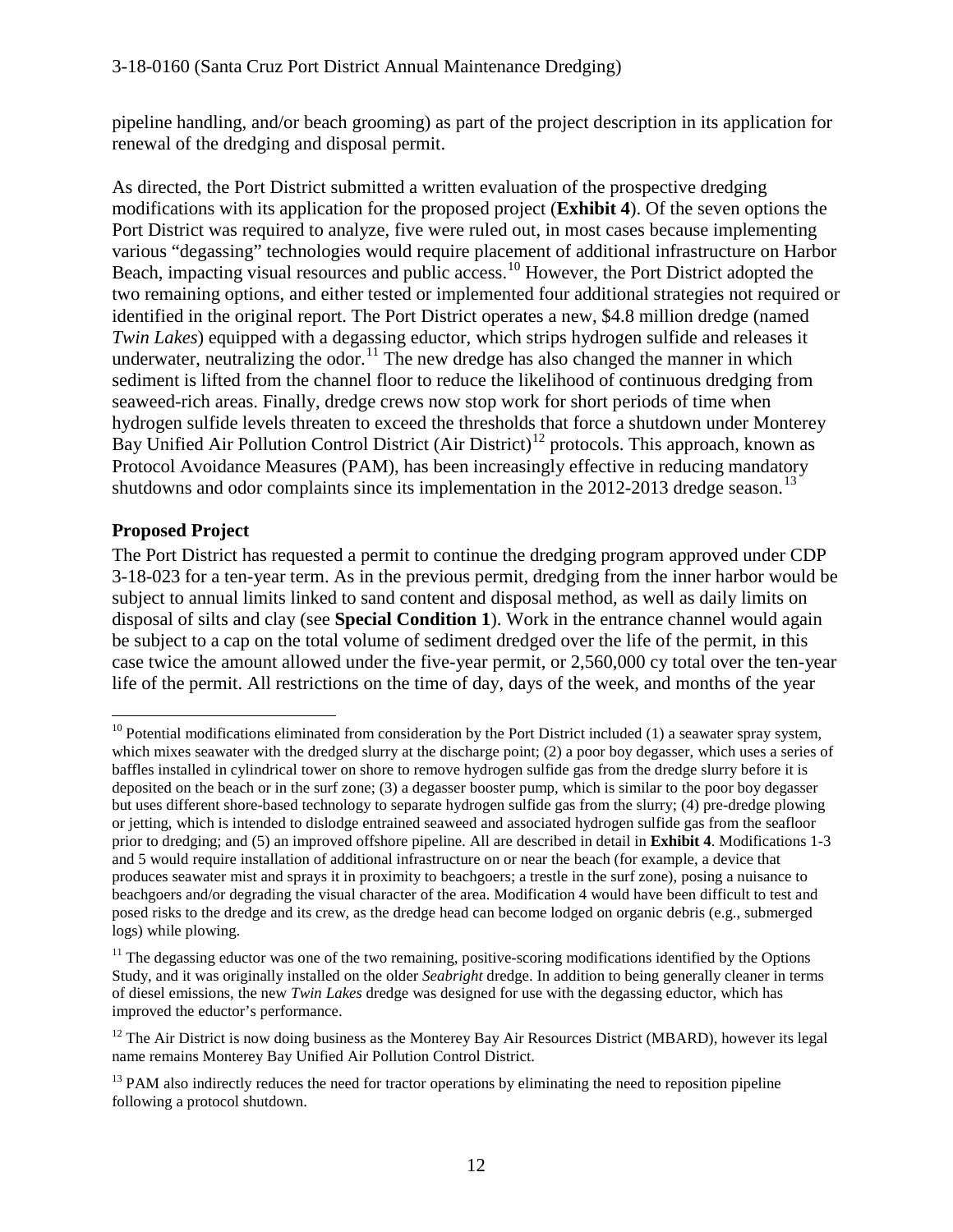pipeline handling, and/or beach grooming) as part of the project description in its application for renewal of the dredging and disposal permit.

As directed, the Port District submitted a written evaluation of the prospective dredging modifications with its application for the proposed project (**Exhibit 4**). Of the seven options the Port District was required to analyze, five were ruled out, in most cases because implementing various "degassing" technologies would require placement of additional infrastructure on Harbor Beach, impacting visual resources and public access.[10] However, the Port District adopted the two remaining options, and either tested or implemented four additional strategies not required or identified in the original report. The Port District operates a new, $4.8 million dredge (named *Twin Lakes*) equipped with a degassing eductor, which strips hydrogen sulfide and releases it underwater, neutralizing the odor.[11] The new dredge has also changed the manner in which sediment is lifted from the channel floor to reduce the likelihood of continuous dredging from seaweed-rich areas. Finally, dredge crews now stop work for short periods of time when hydrogen sulfide levels threaten to exceed the thresholds that force a shutdown under Monterey Bay Unified Air Pollution Control District (Air District)[12] protocols. This approach, known as Protocol Avoidance Measures (PAM), has been increasingly effective in reducing mandatory shutdowns and odor complaints since its implementation in the 2012-2013 dredge season.[13]

## Proposed Project

The Port District has requested a permit to continue the dredging program approved under CDP 3-18-023 for a ten-year term. As in the previous permit, dredging from the inner harbor would be subject to annual limits linked to sand content and disposal method, as well as daily limits on disposal of silts and clay (see **Special Condition 1**). Work in the entrance channel would again be subject to a cap on the total volume of sediment dredged over the life of the permit, in this case twice the amount allowed under the five-year permit, or 2,560,000 cy total over the ten-year life of the permit. All restrictions on the time of day, days of the week, and months of the year

---

[10] Potential modifications eliminated from consideration by the Port District included (1) a seawater spray system, which mixes seawater with the dredged slurry at the discharge point; (2) a poor boy degasser, which uses a series of baffles installed in cylindrical tower on shore to remove hydrogen sulfide gas from the dredge slurry before it is deposited on the beach or in the surf zone; (3) a degasser booster pump, which is similar to the poor boy degasser but uses different shore-based technology to separate hydrogen sulfide gas from the slurry; (4) pre-dredge plowing or jetting, which is intended to dislodge entrained seaweed and associated hydrogen sulfide gas from the seafloor prior to dredging; and (5) an improved offshore pipeline. All are described in detail in **Exhibit 4**. Modifications 1-3 and 5 would require installation of additional infrastructure on or near the beach (for example, a device that produces seawater mist and sprays it in proximity to beachgoers; a trestle in the surf zone), posing a nuisance to beachgoers and/or degrading the visual character of the area. Modification 4 would have been difficult to test and posed risks to the dredge and its crew, as the dredge head can become lodged on organic debris (e.g., submerged logs) while plowing.

[11] The degassing eductor was one of the two remaining, positive-scoring modifications identified by the Options Study, and it was originally installed on the older *Seabright* dredge. In addition to being generally cleaner in terms of diesel emissions, the new *Twin Lakes* dredge was designed for use with the degassing eductor, which has improved the eductor's performance.

[12] The Air District is now doing business as the Monterey Bay Air Resources District (MBARD), however its legal name remains Monterey Bay Unified Air Pollution Control District.

[13] PAM also indirectly reduces the need for tractor operations by eliminating the need to reposition pipeline following a protocol shutdown.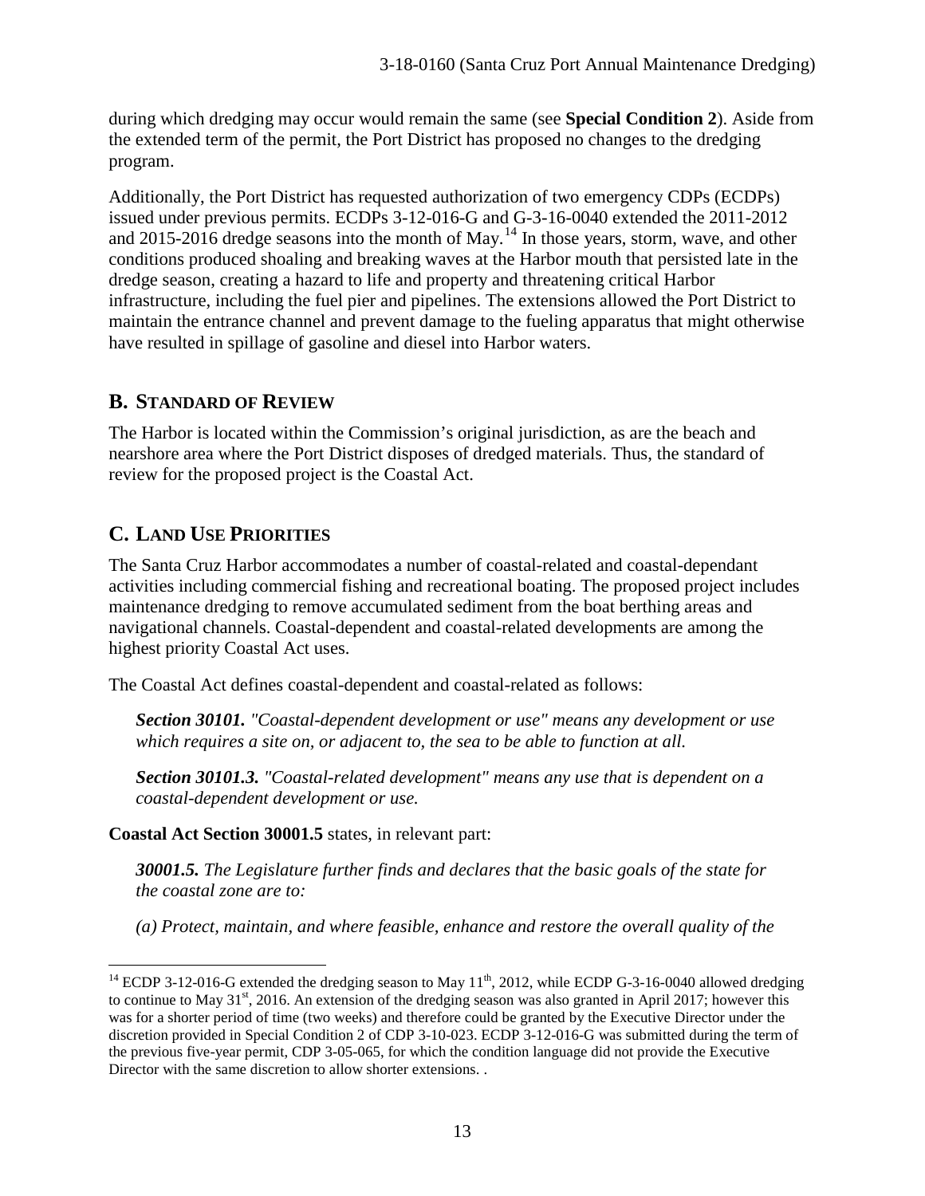during which dredging may occur would remain the same (see **Special Condition 2**). Aside from the extended term of the permit, the Port District has proposed no changes to the dredging program.

Additionally, the Port District has requested authorization of two emergency CDPs (ECDPs) issued under previous permits. ECDPs 3-12-016-G and G-3-16-0040 extended the 2011-2012 and 2015-2016 dredge seasons into the month of May.[14] In those years, storm, wave, and other conditions produced shoaling and breaking waves at the Harbor mouth that persisted late in the dredge season, creating a hazard to life and property and threatening critical Harbor infrastructure, including the fuel pier and pipelines. The extensions allowed the Port District to maintain the entrance channel and prevent damage to the fueling apparatus that might otherwise have resulted in spillage of gasoline and diesel into Harbor waters.

## B. STANDARD OF REVIEW

The Harbor is located within the Commission's original jurisdiction, as are the beach and nearshore area where the Port District disposes of dredged materials. Thus, the standard of review for the proposed project is the Coastal Act.

## C. LAND USE PRIORITIES

The Santa Cruz Harbor accommodates a number of coastal-related and coastal-dependant activities including commercial fishing and recreational boating. The proposed project includes maintenance dredging to remove accumulated sediment from the boat berthing areas and navigational channels. Coastal-dependent and coastal-related developments are among the highest priority Coastal Act uses.

The Coastal Act defines coastal-dependent and coastal-related as follows:

> ***Section 30101.*** *"Coastal-dependent development or use" means any development or use which requires a site on, or adjacent to, the sea to be able to function at all.*
>
> ***Section 30101.3.*** *"Coastal-related development" means any use that is dependent on a coastal-dependent development or use.*

**Coastal Act Section 30001.5** states, in relevant part:

> ***30001.5.*** *The Legislature further finds and declares that the basic goals of the state for the coastal zone are to:*
>
> *(a) Protect, maintain, and where feasible, enhance and restore the overall quality of the*

---

[14] ECDP 3-12-016-G extended the dredging season to May 11th, 2012, while ECDP G-3-16-0040 allowed dredging to continue to May 31st, 2016. An extension of the dredging season was also granted in April 2017; however this was for a shorter period of time (two weeks) and therefore could be granted by the Executive Director under the discretion provided in Special Condition 2 of CDP 3-10-023. ECDP 3-12-016-G was submitted during the term of the previous five-year permit, CDP 3-05-065, for which the condition language did not provide the Executive Director with the same discretion to allow shorter extensions. .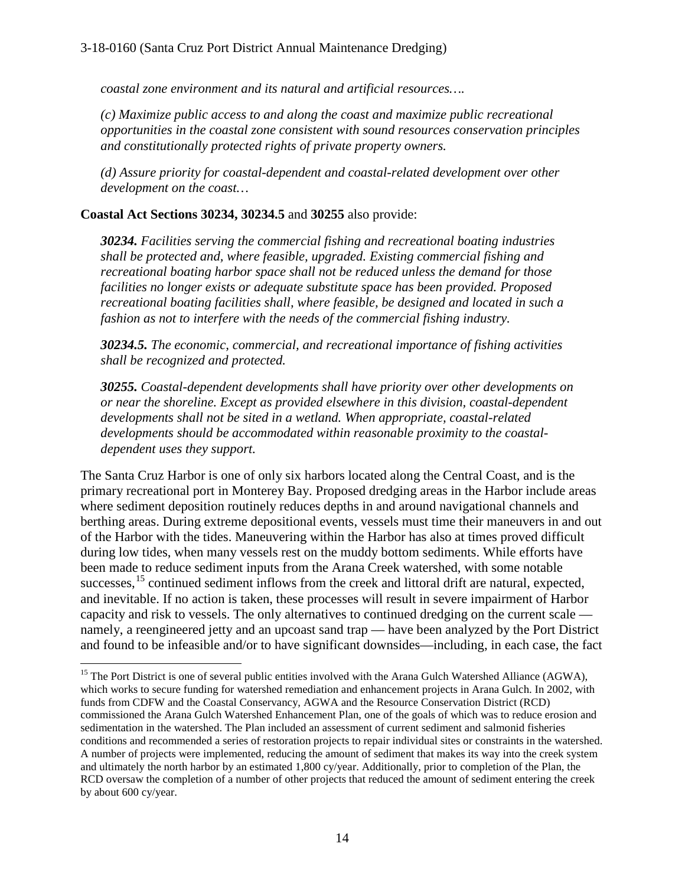*coastal zone environment and its natural and artificial resources….*

*(c) Maximize public access to and along the coast and maximize public recreational opportunities in the coastal zone consistent with sound resources conservation principles and constitutionally protected rights of private property owners.*

*(d) Assure priority for coastal-dependent and coastal-related development over other development on the coast…*

**Coastal Act Sections 30234, 30234.5** and **30255** also provide:

***30234.*** *Facilities serving the commercial fishing and recreational boating industries shall be protected and, where feasible, upgraded. Existing commercial fishing and recreational boating harbor space shall not be reduced unless the demand for those facilities no longer exists or adequate substitute space has been provided. Proposed recreational boating facilities shall, where feasible, be designed and located in such a fashion as not to interfere with the needs of the commercial fishing industry.*

***30234.5.*** *The economic, commercial, and recreational importance of fishing activities shall be recognized and protected.*

***30255.*** *Coastal-dependent developments shall have priority over other developments on or near the shoreline. Except as provided elsewhere in this division, coastal-dependent developments shall not be sited in a wetland. When appropriate, coastal-related developments should be accommodated within reasonable proximity to the coastal-dependent uses they support.*

The Santa Cruz Harbor is one of only six harbors located along the Central Coast, and is the primary recreational port in Monterey Bay. Proposed dredging areas in the Harbor include areas where sediment deposition routinely reduces depths in and around navigational channels and berthing areas. During extreme depositional events, vessels must time their maneuvers in and out of the Harbor with the tides. Maneuvering within the Harbor has also at times proved difficult during low tides, when many vessels rest on the muddy bottom sediments. While efforts have been made to reduce sediment inputs from the Arana Creek watershed, with some notable successes,[15] continued sediment inflows from the creek and littoral drift are natural, expected, and inevitable. If no action is taken, these processes will result in severe impairment of Harbor capacity and risk to vessels. The only alternatives to continued dredging on the current scale — namely, a reengineered jetty and an upcoast sand trap — have been analyzed by the Port District and found to be infeasible and/or to have significant downsides—including, in each case, the fact

[15] The Port District is one of several public entities involved with the Arana Gulch Watershed Alliance (AGWA), which works to secure funding for watershed remediation and enhancement projects in Arana Gulch. In 2002, with funds from CDFW and the Coastal Conservancy, AGWA and the Resource Conservation District (RCD) commissioned the Arana Gulch Watershed Enhancement Plan, one of the goals of which was to reduce erosion and sedimentation in the watershed. The Plan included an assessment of current sediment and salmonid fisheries conditions and recommended a series of restoration projects to repair individual sites or constraints in the watershed. A number of projects were implemented, reducing the amount of sediment that makes its way into the creek system and ultimately the north harbor by an estimated 1,800 cy/year. Additionally, prior to completion of the Plan, the RCD oversaw the completion of a number of other projects that reduced the amount of sediment entering the creek by about 600 cy/year.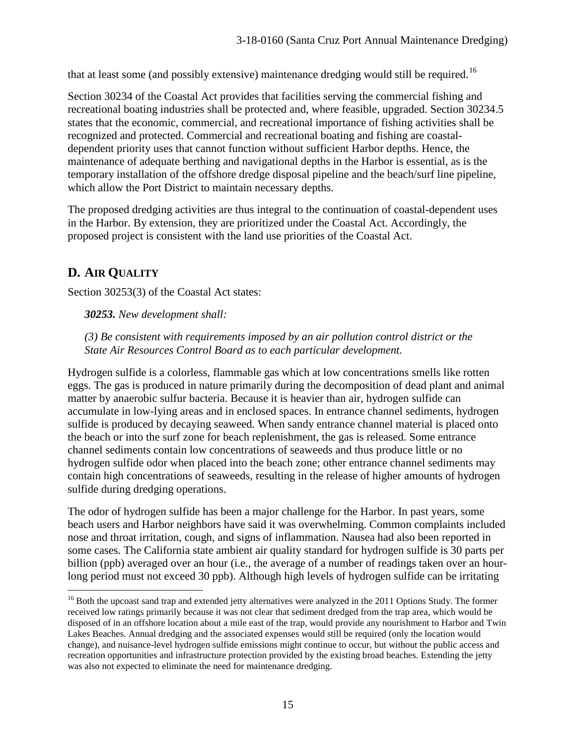that at least some (and possibly extensive) maintenance dredging would still be required.[16]

Section 30234 of the Coastal Act provides that facilities serving the commercial fishing and recreational boating industries shall be protected and, where feasible, upgraded. Section 30234.5 states that the economic, commercial, and recreational importance of fishing activities shall be recognized and protected. Commercial and recreational boating and fishing are coastal-dependent priority uses that cannot function without sufficient Harbor depths. Hence, the maintenance of adequate berthing and navigational depths in the Harbor is essential, as is the temporary installation of the offshore dredge disposal pipeline and the beach/surf line pipeline, which allow the Port District to maintain necessary depths.

The proposed dredging activities are thus integral to the continuation of coastal-dependent uses in the Harbor. By extension, they are prioritized under the Coastal Act. Accordingly, the proposed project is consistent with the land use priorities of the Coastal Act.

## D. AIR QUALITY

Section 30253(3) of the Coastal Act states:

> ***30253.*** *New development shall:*
>
> *(3) Be consistent with requirements imposed by an air pollution control district or the State Air Resources Control Board as to each particular development.*

Hydrogen sulfide is a colorless, flammable gas which at low concentrations smells like rotten eggs. The gas is produced in nature primarily during the decomposition of dead plant and animal matter by anaerobic sulfur bacteria. Because it is heavier than air, hydrogen sulfide can accumulate in low-lying areas and in enclosed spaces. In entrance channel sediments, hydrogen sulfide is produced by decaying seaweed. When sandy entrance channel material is placed onto the beach or into the surf zone for beach replenishment, the gas is released. Some entrance channel sediments contain low concentrations of seaweeds and thus produce little or no hydrogen sulfide odor when placed into the beach zone; other entrance channel sediments may contain high concentrations of seaweeds, resulting in the release of higher amounts of hydrogen sulfide during dredging operations.

The odor of hydrogen sulfide has been a major challenge for the Harbor. In past years, some beach users and Harbor neighbors have said it was overwhelming. Common complaints included nose and throat irritation, cough, and signs of inflammation. Nausea had also been reported in some cases. The California state ambient air quality standard for hydrogen sulfide is 30 parts per billion (ppb) averaged over an hour (i.e., the average of a number of readings taken over an hour-long period must not exceed 30 ppb). Although high levels of hydrogen sulfide can be irritating

---

[16] Both the upcoast sand trap and extended jetty alternatives were analyzed in the 2011 Options Study. The former received low ratings primarily because it was not clear that sediment dredged from the trap area, which would be disposed of in an offshore location about a mile east of the trap, would provide any nourishment to Harbor and Twin Lakes Beaches. Annual dredging and the associated expenses would still be required (only the location would change), and nuisance-level hydrogen sulfide emissions might continue to occur, but without the public access and recreation opportunities and infrastructure protection provided by the existing broad beaches. Extending the jetty was also not expected to eliminate the need for maintenance dredging.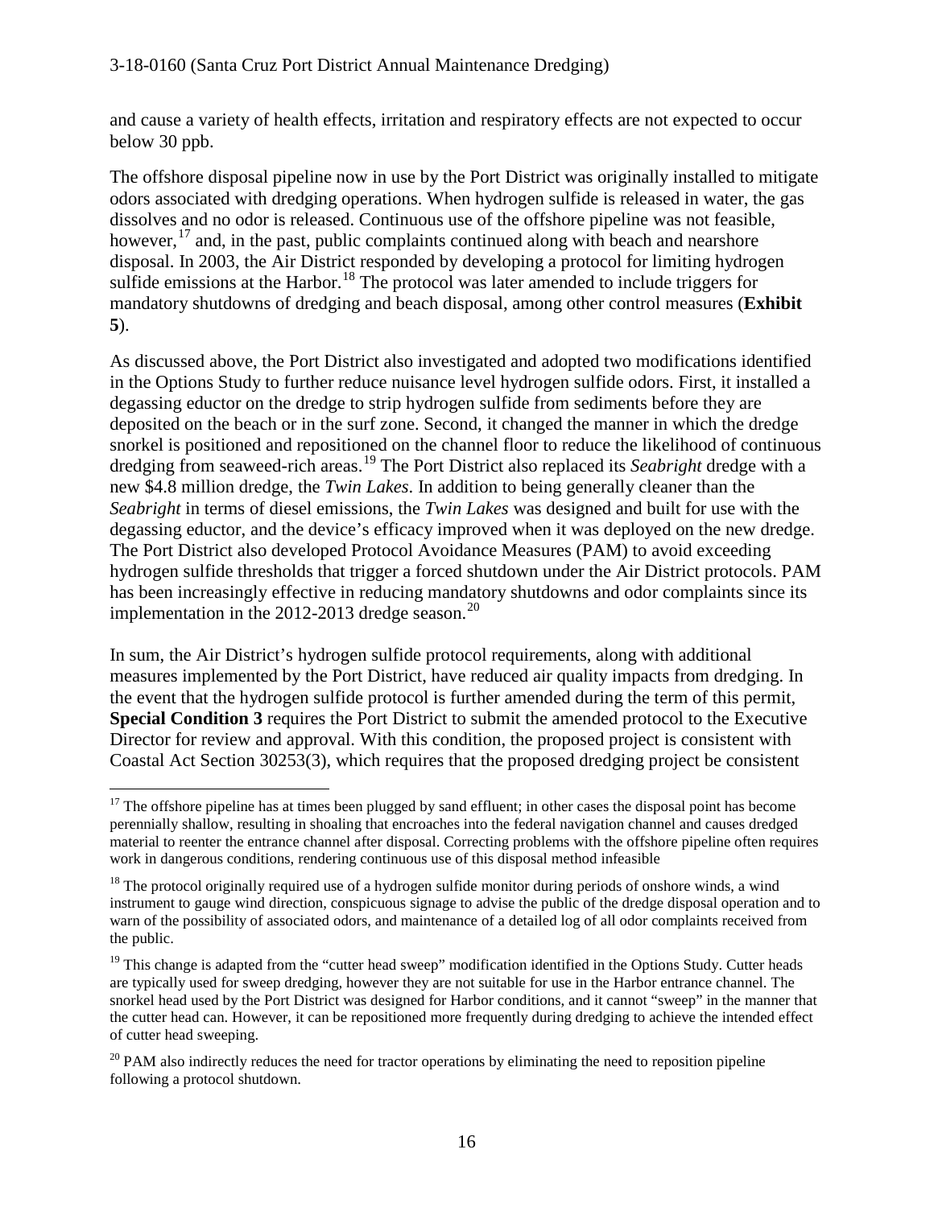and cause a variety of health effects, irritation and respiratory effects are not expected to occur below 30 ppb.

The offshore disposal pipeline now in use by the Port District was originally installed to mitigate odors associated with dredging operations. When hydrogen sulfide is released in water, the gas dissolves and no odor is released. Continuous use of the offshore pipeline was not feasible, however,[17] and, in the past, public complaints continued along with beach and nearshore disposal. In 2003, the Air District responded by developing a protocol for limiting hydrogen sulfide emissions at the Harbor.[18] The protocol was later amended to include triggers for mandatory shutdowns of dredging and beach disposal, among other control measures (**Exhibit 5**).

As discussed above, the Port District also investigated and adopted two modifications identified in the Options Study to further reduce nuisance level hydrogen sulfide odors. First, it installed a degassing eductor on the dredge to strip hydrogen sulfide from sediments before they are deposited on the beach or in the surf zone. Second, it changed the manner in which the dredge snorkel is positioned and repositioned on the channel floor to reduce the likelihood of continuous dredging from seaweed-rich areas.[19] The Port District also replaced its *Seabright* dredge with a new $4.8 million dredge, the *Twin Lakes*. In addition to being generally cleaner than the *Seabright* in terms of diesel emissions, the *Twin Lakes* was designed and built for use with the degassing eductor, and the device's efficacy improved when it was deployed on the new dredge. The Port District also developed Protocol Avoidance Measures (PAM) to avoid exceeding hydrogen sulfide thresholds that trigger a forced shutdown under the Air District protocols. PAM has been increasingly effective in reducing mandatory shutdowns and odor complaints since its implementation in the 2012-2013 dredge season.[20]

In sum, the Air District's hydrogen sulfide protocol requirements, along with additional measures implemented by the Port District, have reduced air quality impacts from dredging. In the event that the hydrogen sulfide protocol is further amended during the term of this permit, **Special Condition 3** requires the Port District to submit the amended protocol to the Executive Director for review and approval. With this condition, the proposed project is consistent with Coastal Act Section 30253(3), which requires that the proposed dredging project be consistent

---

[17] The offshore pipeline has at times been plugged by sand effluent; in other cases the disposal point has become perennially shallow, resulting in shoaling that encroaches into the federal navigation channel and causes dredged material to reenter the entrance channel after disposal. Correcting problems with the offshore pipeline often requires work in dangerous conditions, rendering continuous use of this disposal method infeasible

[18] The protocol originally required use of a hydrogen sulfide monitor during periods of onshore winds, a wind instrument to gauge wind direction, conspicuous signage to advise the public of the dredge disposal operation and to warn of the possibility of associated odors, and maintenance of a detailed log of all odor complaints received from the public.

[19] This change is adapted from the "cutter head sweep" modification identified in the Options Study. Cutter heads are typically used for sweep dredging, however they are not suitable for use in the Harbor entrance channel. The snorkel head used by the Port District was designed for Harbor conditions, and it cannot "sweep" in the manner that the cutter head can. However, it can be repositioned more frequently during dredging to achieve the intended effect of cutter head sweeping.

[20] PAM also indirectly reduces the need for tractor operations by eliminating the need to reposition pipeline following a protocol shutdown.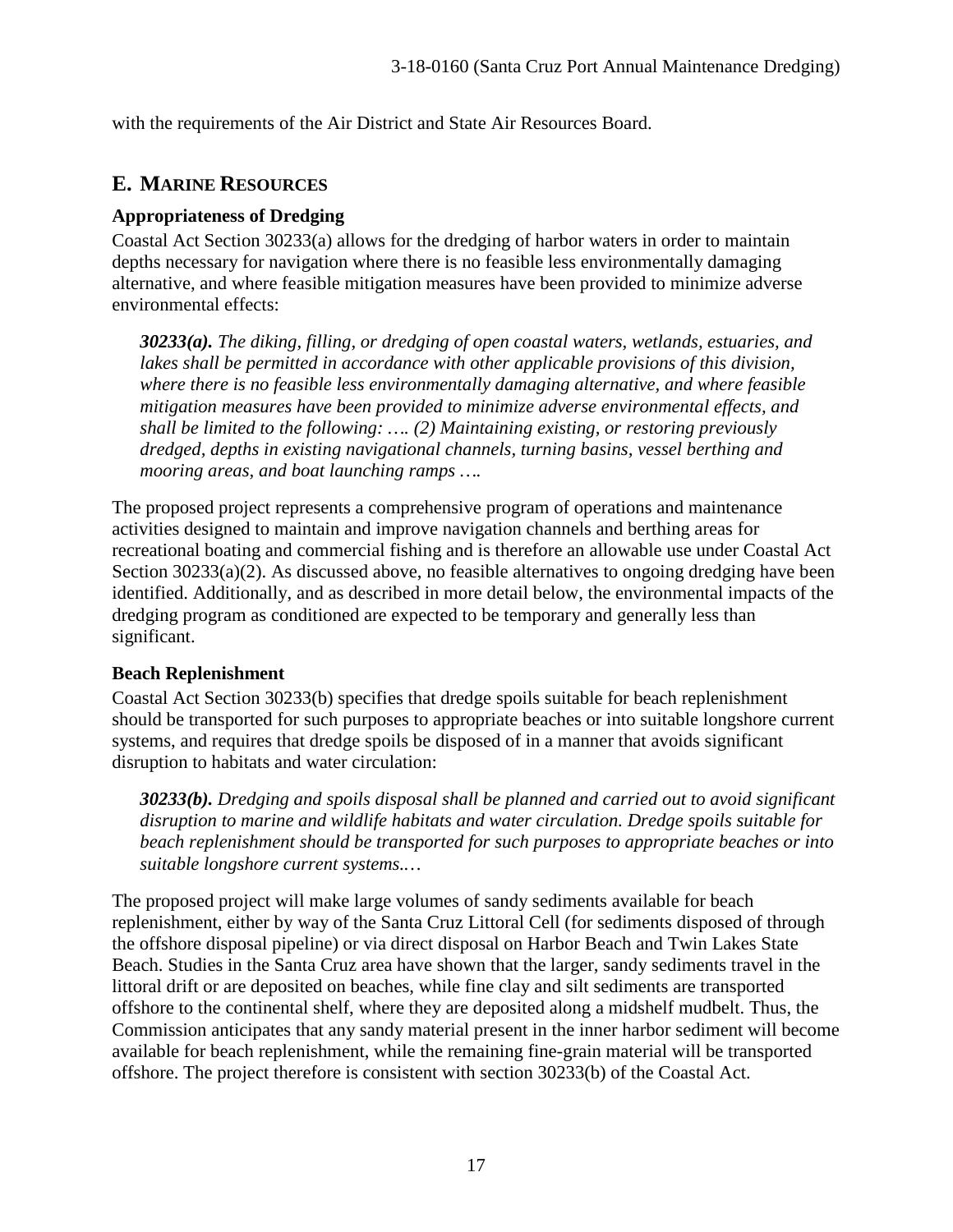with the requirements of the Air District and State Air Resources Board.

## E. MARINE RESOURCES

### Appropriateness of Dredging

Coastal Act Section 30233(a) allows for the dredging of harbor waters in order to maintain depths necessary for navigation where there is no feasible less environmentally damaging alternative, and where feasible mitigation measures have been provided to minimize adverse environmental effects:

> ***30233(a).*** *The diking, filling, or dredging of open coastal waters, wetlands, estuaries, and lakes shall be permitted in accordance with other applicable provisions of this division, where there is no feasible less environmentally damaging alternative, and where feasible mitigation measures have been provided to minimize adverse environmental effects, and shall be limited to the following: …. (2) Maintaining existing, or restoring previously dredged, depths in existing navigational channels, turning basins, vessel berthing and mooring areas, and boat launching ramps ….*

The proposed project represents a comprehensive program of operations and maintenance activities designed to maintain and improve navigation channels and berthing areas for recreational boating and commercial fishing and is therefore an allowable use under Coastal Act Section 30233(a)(2). As discussed above, no feasible alternatives to ongoing dredging have been identified. Additionally, and as described in more detail below, the environmental impacts of the dredging program as conditioned are expected to be temporary and generally less than significant.

### Beach Replenishment

Coastal Act Section 30233(b) specifies that dredge spoils suitable for beach replenishment should be transported for such purposes to appropriate beaches or into suitable longshore current systems, and requires that dredge spoils be disposed of in a manner that avoids significant disruption to habitats and water circulation:

> ***30233(b).*** *Dredging and spoils disposal shall be planned and carried out to avoid significant disruption to marine and wildlife habitats and water circulation. Dredge spoils suitable for beach replenishment should be transported for such purposes to appropriate beaches or into suitable longshore current systems.…*

The proposed project will make large volumes of sandy sediments available for beach replenishment, either by way of the Santa Cruz Littoral Cell (for sediments disposed of through the offshore disposal pipeline) or via direct disposal on Harbor Beach and Twin Lakes State Beach. Studies in the Santa Cruz area have shown that the larger, sandy sediments travel in the littoral drift or are deposited on beaches, while fine clay and silt sediments are transported offshore to the continental shelf, where they are deposited along a midshelf mudbelt. Thus, the Commission anticipates that any sandy material present in the inner harbor sediment will become available for beach replenishment, while the remaining fine-grain material will be transported offshore. The project therefore is consistent with section 30233(b) of the Coastal Act.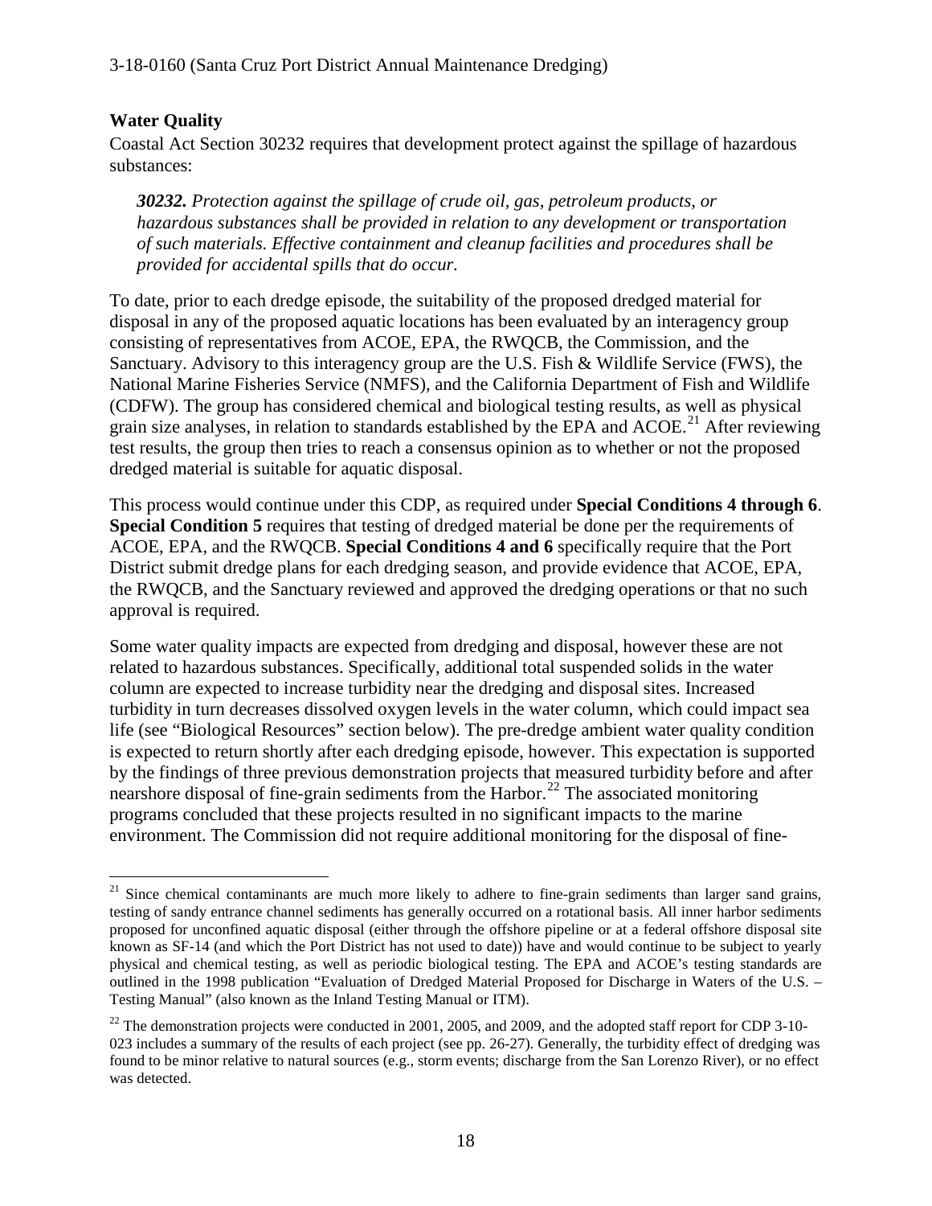**Water Quality**

Coastal Act Section 30232 requires that development protect against the spillage of hazardous substances:

> ***30232.*** *Protection against the spillage of crude oil, gas, petroleum products, or hazardous substances shall be provided in relation to any development or transportation of such materials. Effective containment and cleanup facilities and procedures shall be provided for accidental spills that do occur.*

To date, prior to each dredge episode, the suitability of the proposed dredged material for disposal in any of the proposed aquatic locations has been evaluated by an interagency group consisting of representatives from ACOE, EPA, the RWQCB, the Commission, and the Sanctuary. Advisory to this interagency group are the U.S. Fish & Wildlife Service (FWS), the National Marine Fisheries Service (NMFS), and the California Department of Fish and Wildlife (CDFW). The group has considered chemical and biological testing results, as well as physical grain size analyses, in relation to standards established by the EPA and ACOE.[21] After reviewing test results, the group then tries to reach a consensus opinion as to whether or not the proposed dredged material is suitable for aquatic disposal.

This process would continue under this CDP, as required under **Special Conditions 4 through 6**. **Special Condition 5** requires that testing of dredged material be done per the requirements of ACOE, EPA, and the RWQCB. **Special Conditions 4 and 6** specifically require that the Port District submit dredge plans for each dredging season, and provide evidence that ACOE, EPA, the RWQCB, and the Sanctuary reviewed and approved the dredging operations or that no such approval is required.

Some water quality impacts are expected from dredging and disposal, however these are not related to hazardous substances. Specifically, additional total suspended solids in the water column are expected to increase turbidity near the dredging and disposal sites. Increased turbidity in turn decreases dissolved oxygen levels in the water column, which could impact sea life (see "Biological Resources" section below). The pre-dredge ambient water quality condition is expected to return shortly after each dredging episode, however. This expectation is supported by the findings of three previous demonstration projects that measured turbidity before and after nearshore disposal of fine-grain sediments from the Harbor.[22] The associated monitoring programs concluded that these projects resulted in no significant impacts to the marine environment. The Commission did not require additional monitoring for the disposal of fine-

---

[21] Since chemical contaminants are much more likely to adhere to fine-grain sediments than larger sand grains, testing of sandy entrance channel sediments has generally occurred on a rotational basis. All inner harbor sediments proposed for unconfined aquatic disposal (either through the offshore pipeline or at a federal offshore disposal site known as SF-14 (and which the Port District has not used to date)) have and would continue to be subject to yearly physical and chemical testing, as well as periodic biological testing. The EPA and ACOE's testing standards are outlined in the 1998 publication "Evaluation of Dredged Material Proposed for Discharge in Waters of the U.S. – Testing Manual" (also known as the Inland Testing Manual or ITM).

[22] The demonstration projects were conducted in 2001, 2005, and 2009, and the adopted staff report for CDP 3-10-023 includes a summary of the results of each project (see pp. 26-27). Generally, the turbidity effect of dredging was found to be minor relative to natural sources (e.g., storm events; discharge from the San Lorenzo River), or no effect was detected.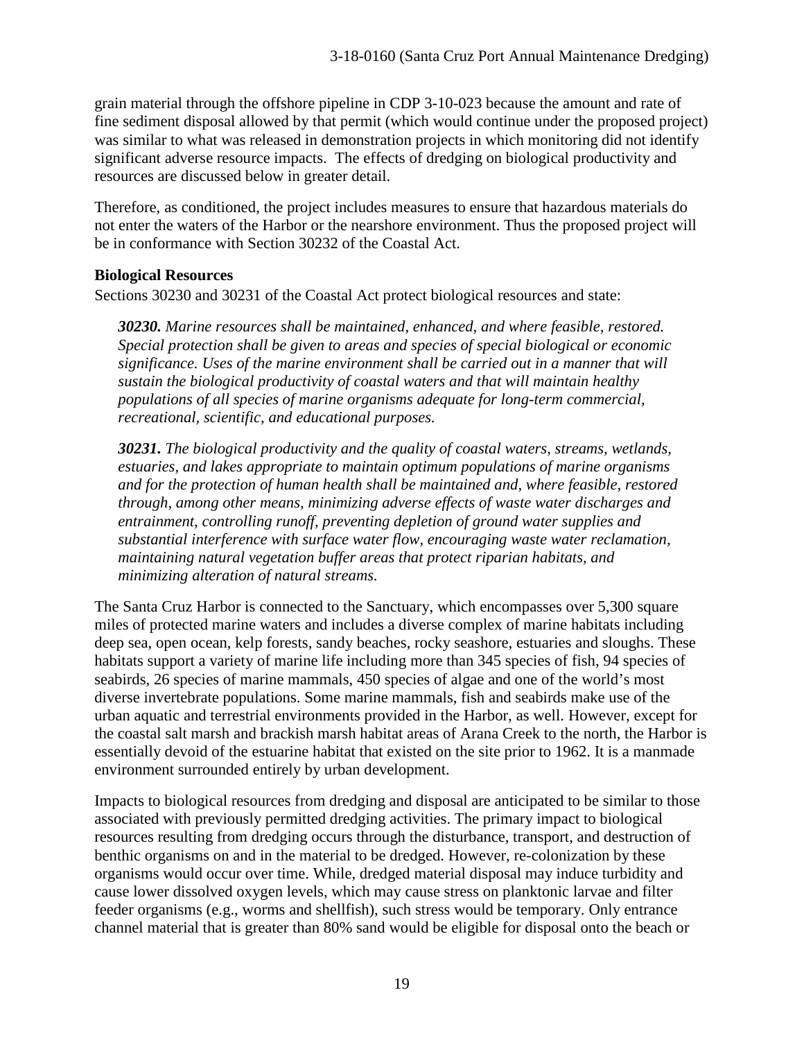grain material through the offshore pipeline in CDP 3-10-023 because the amount and rate of fine sediment disposal allowed by that permit (which would continue under the proposed project) was similar to what was released in demonstration projects in which monitoring did not identify significant adverse resource impacts. The effects of dredging on biological productivity and resources are discussed below in greater detail.

Therefore, as conditioned, the project includes measures to ensure that hazardous materials do not enter the waters of the Harbor or the nearshore environment. Thus the proposed project will be in conformance with Section 30232 of the Coastal Act.

**Biological Resources**

Sections 30230 and 30231 of the Coastal Act protect biological resources and state:

> ***30230.*** *Marine resources shall be maintained, enhanced, and where feasible, restored. Special protection shall be given to areas and species of special biological or economic significance. Uses of the marine environment shall be carried out in a manner that will sustain the biological productivity of coastal waters and that will maintain healthy populations of all species of marine organisms adequate for long-term commercial, recreational, scientific, and educational purposes.*
>
> ***30231.*** *The biological productivity and the quality of coastal waters, streams, wetlands, estuaries, and lakes appropriate to maintain optimum populations of marine organisms and for the protection of human health shall be maintained and, where feasible, restored through, among other means, minimizing adverse effects of waste water discharges and entrainment, controlling runoff, preventing depletion of ground water supplies and substantial interference with surface water flow, encouraging waste water reclamation, maintaining natural vegetation buffer areas that protect riparian habitats, and minimizing alteration of natural streams.*

The Santa Cruz Harbor is connected to the Sanctuary, which encompasses over 5,300 square miles of protected marine waters and includes a diverse complex of marine habitats including deep sea, open ocean, kelp forests, sandy beaches, rocky seashore, estuaries and sloughs. These habitats support a variety of marine life including more than 345 species of fish, 94 species of seabirds, 26 species of marine mammals, 450 species of algae and one of the world's most diverse invertebrate populations. Some marine mammals, fish and seabirds make use of the urban aquatic and terrestrial environments provided in the Harbor, as well. However, except for the coastal salt marsh and brackish marsh habitat areas of Arana Creek to the north, the Harbor is essentially devoid of the estuarine habitat that existed on the site prior to 1962. It is a manmade environment surrounded entirely by urban development.

Impacts to biological resources from dredging and disposal are anticipated to be similar to those associated with previously permitted dredging activities. The primary impact to biological resources resulting from dredging occurs through the disturbance, transport, and destruction of benthic organisms on and in the material to be dredged. However, re-colonization by these organisms would occur over time. While, dredged material disposal may induce turbidity and cause lower dissolved oxygen levels, which may cause stress on planktonic larvae and filter feeder organisms (e.g., worms and shellfish), such stress would be temporary. Only entrance channel material that is greater than 80% sand would be eligible for disposal onto the beach or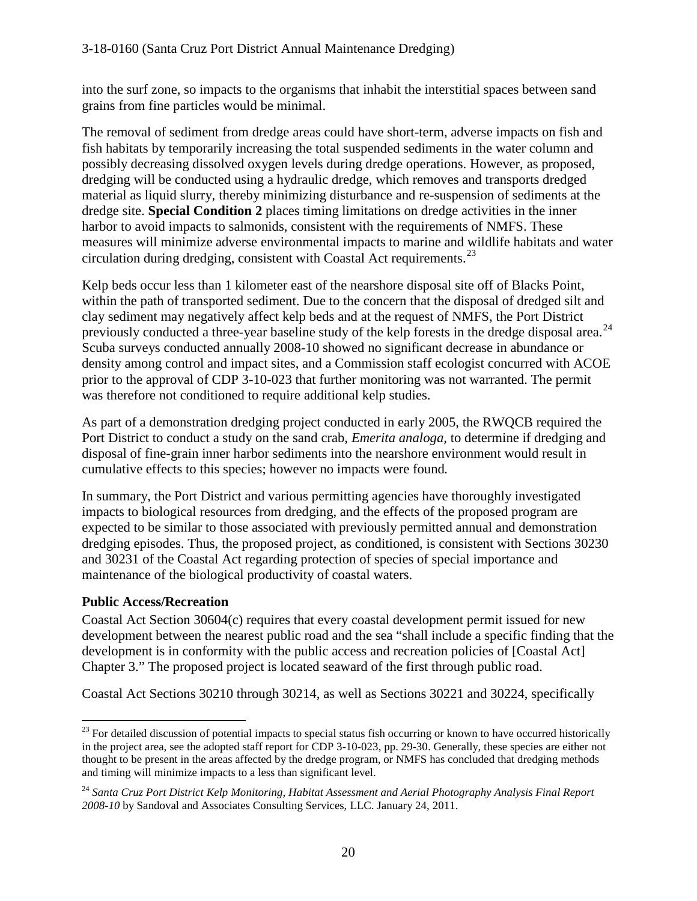into the surf zone, so impacts to the organisms that inhabit the interstitial spaces between sand grains from fine particles would be minimal.

The removal of sediment from dredge areas could have short-term, adverse impacts on fish and fish habitats by temporarily increasing the total suspended sediments in the water column and possibly decreasing dissolved oxygen levels during dredge operations. However, as proposed, dredging will be conducted using a hydraulic dredge, which removes and transports dredged material as liquid slurry, thereby minimizing disturbance and re-suspension of sediments at the dredge site. **Special Condition 2** places timing limitations on dredge activities in the inner harbor to avoid impacts to salmonids, consistent with the requirements of NMFS. These measures will minimize adverse environmental impacts to marine and wildlife habitats and water circulation during dredging, consistent with Coastal Act requirements.[23]

Kelp beds occur less than 1 kilometer east of the nearshore disposal site off of Blacks Point, within the path of transported sediment. Due to the concern that the disposal of dredged silt and clay sediment may negatively affect kelp beds and at the request of NMFS, the Port District previously conducted a three-year baseline study of the kelp forests in the dredge disposal area.[24] Scuba surveys conducted annually 2008-10 showed no significant decrease in abundance or density among control and impact sites, and a Commission staff ecologist concurred with ACOE prior to the approval of CDP 3-10-023 that further monitoring was not warranted. The permit was therefore not conditioned to require additional kelp studies.

As part of a demonstration dredging project conducted in early 2005, the RWQCB required the Port District to conduct a study on the sand crab, *Emerita analoga,* to determine if dredging and disposal of fine-grain inner harbor sediments into the nearshore environment would result in cumulative effects to this species; however no impacts were found*.*

In summary, the Port District and various permitting agencies have thoroughly investigated impacts to biological resources from dredging, and the effects of the proposed program are expected to be similar to those associated with previously permitted annual and demonstration dredging episodes. Thus, the proposed project, as conditioned, is consistent with Sections 30230 and 30231 of the Coastal Act regarding protection of species of special importance and maintenance of the biological productivity of coastal waters.

### Public Access/Recreation

Coastal Act Section 30604(c) requires that every coastal development permit issued for new development between the nearest public road and the sea "shall include a specific finding that the development is in conformity with the public access and recreation policies of [Coastal Act] Chapter 3." The proposed project is located seaward of the first through public road.

Coastal Act Sections 30210 through 30214, as well as Sections 30221 and 30224, specifically

---

[23] For detailed discussion of potential impacts to special status fish occurring or known to have occurred historically in the project area, see the adopted staff report for CDP 3-10-023, pp. 29-30. Generally, these species are either not thought to be present in the areas affected by the dredge program, or NMFS has concluded that dredging methods and timing will minimize impacts to a less than significant level.

[24] *Santa Cruz Port District Kelp Monitoring, Habitat Assessment and Aerial Photography Analysis Final Report 2008-10* by Sandoval and Associates Consulting Services, LLC. January 24, 2011.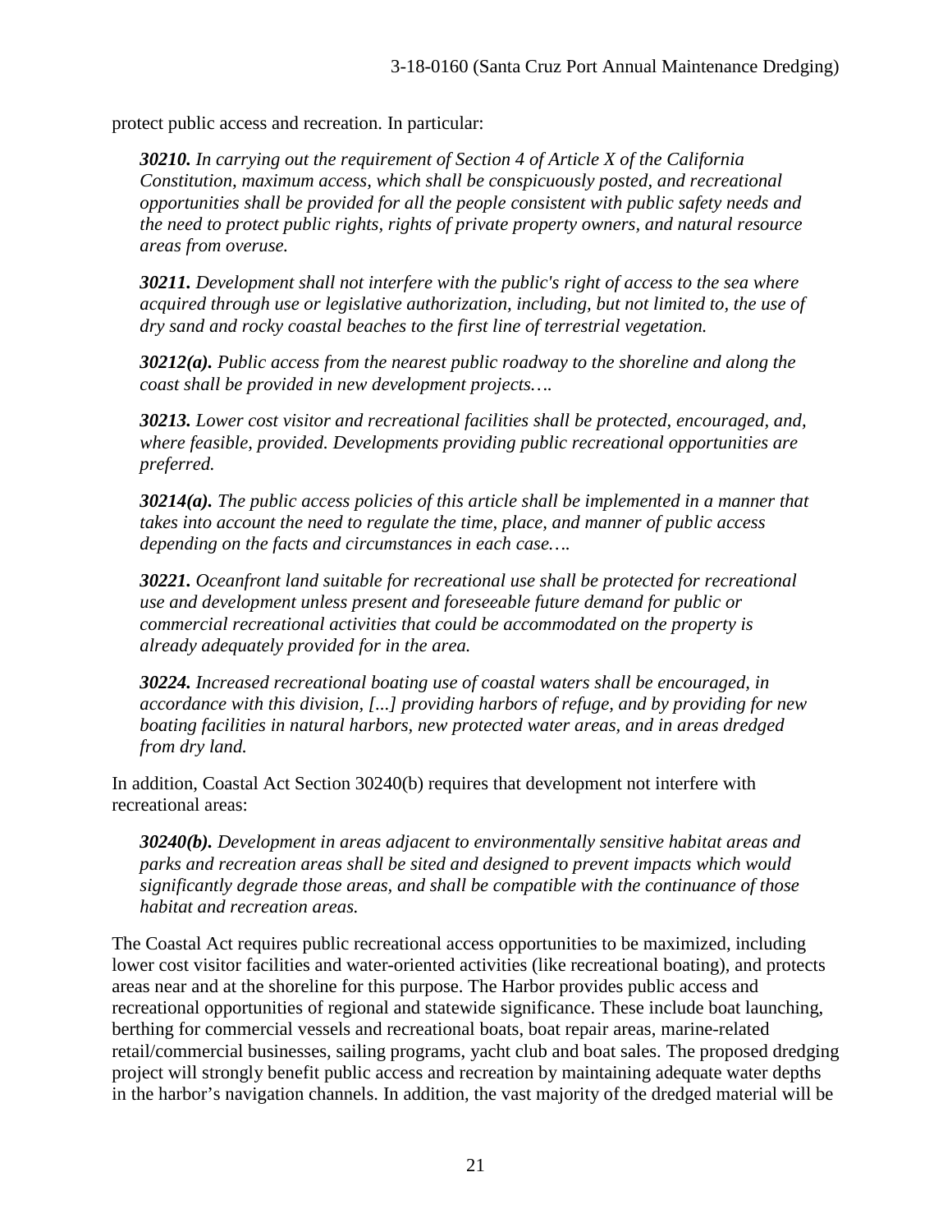protect public access and recreation. In particular:

> ***30210.*** *In carrying out the requirement of Section 4 of Article X of the California Constitution, maximum access, which shall be conspicuously posted, and recreational opportunities shall be provided for all the people consistent with public safety needs and the need to protect public rights, rights of private property owners, and natural resource areas from overuse.*
>
> ***30211.*** *Development shall not interfere with the public's right of access to the sea where acquired through use or legislative authorization, including, but not limited to, the use of dry sand and rocky coastal beaches to the first line of terrestrial vegetation.*
>
> ***30212(a).*** *Public access from the nearest public roadway to the shoreline and along the coast shall be provided in new development projects….*
>
> ***30213.*** *Lower cost visitor and recreational facilities shall be protected, encouraged, and, where feasible, provided. Developments providing public recreational opportunities are preferred.*
>
> ***30214(a).*** *The public access policies of this article shall be implemented in a manner that takes into account the need to regulate the time, place, and manner of public access depending on the facts and circumstances in each case….*
>
> ***30221.*** *Oceanfront land suitable for recreational use shall be protected for recreational use and development unless present and foreseeable future demand for public or commercial recreational activities that could be accommodated on the property is already adequately provided for in the area.*
>
> ***30224.*** *Increased recreational boating use of coastal waters shall be encouraged, in accordance with this division, [...] providing harbors of refuge, and by providing for new boating facilities in natural harbors, new protected water areas, and in areas dredged from dry land.*

In addition, Coastal Act Section 30240(b) requires that development not interfere with recreational areas:

> ***30240(b).*** *Development in areas adjacent to environmentally sensitive habitat areas and parks and recreation areas shall be sited and designed to prevent impacts which would significantly degrade those areas, and shall be compatible with the continuance of those habitat and recreation areas.*

The Coastal Act requires public recreational access opportunities to be maximized, including lower cost visitor facilities and water-oriented activities (like recreational boating), and protects areas near and at the shoreline for this purpose. The Harbor provides public access and recreational opportunities of regional and statewide significance. These include boat launching, berthing for commercial vessels and recreational boats, boat repair areas, marine-related retail/commercial businesses, sailing programs, yacht club and boat sales. The proposed dredging project will strongly benefit public access and recreation by maintaining adequate water depths in the harbor's navigation channels. In addition, the vast majority of the dredged material will be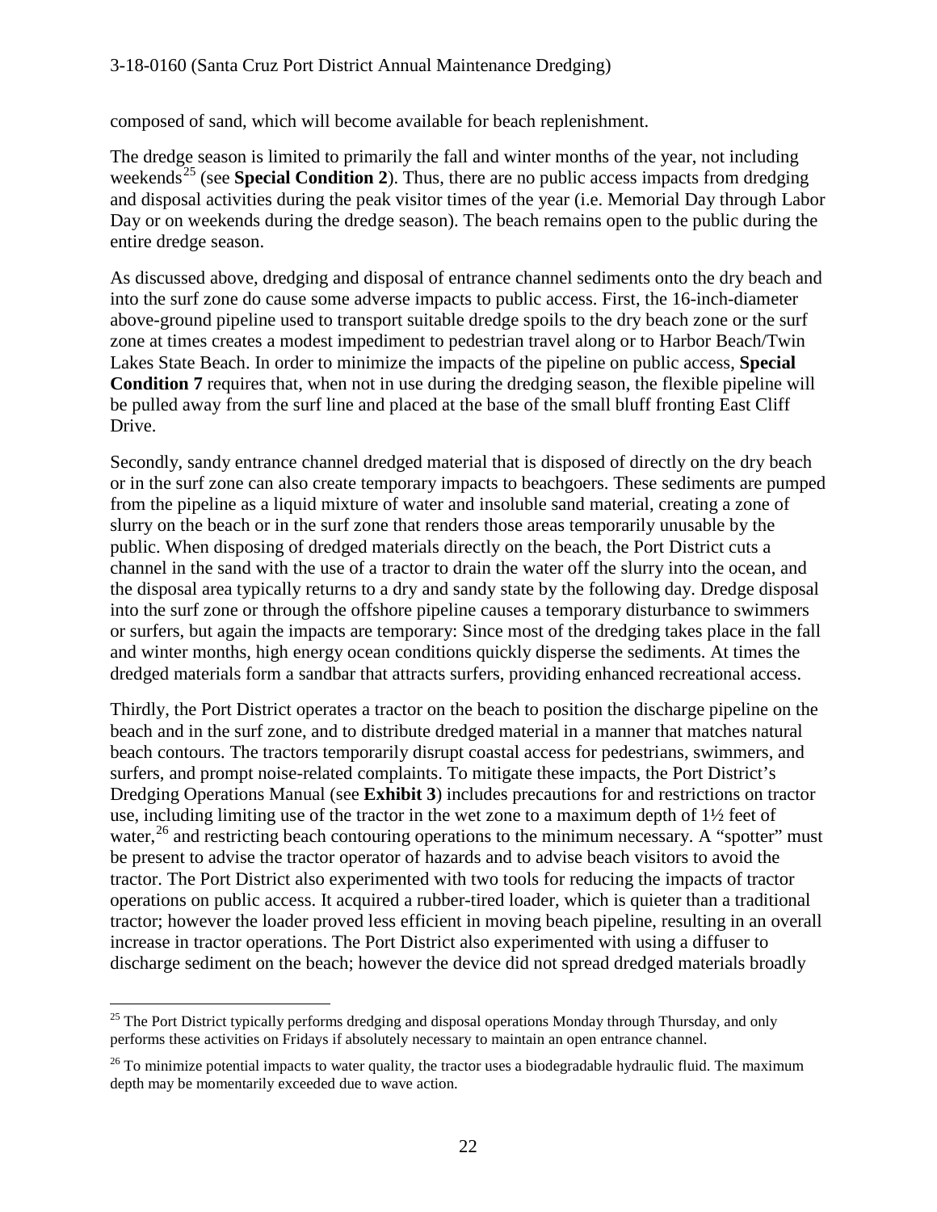composed of sand, which will become available for beach replenishment.

The dredge season is limited to primarily the fall and winter months of the year, not including weekends[25] (see **Special Condition 2**). Thus, there are no public access impacts from dredging and disposal activities during the peak visitor times of the year (i.e. Memorial Day through Labor Day or on weekends during the dredge season). The beach remains open to the public during the entire dredge season.

As discussed above, dredging and disposal of entrance channel sediments onto the dry beach and into the surf zone do cause some adverse impacts to public access. First, the 16-inch-diameter above-ground pipeline used to transport suitable dredge spoils to the dry beach zone or the surf zone at times creates a modest impediment to pedestrian travel along or to Harbor Beach/Twin Lakes State Beach. In order to minimize the impacts of the pipeline on public access, **Special Condition 7** requires that, when not in use during the dredging season, the flexible pipeline will be pulled away from the surf line and placed at the base of the small bluff fronting East Cliff Drive.

Secondly, sandy entrance channel dredged material that is disposed of directly on the dry beach or in the surf zone can also create temporary impacts to beachgoers. These sediments are pumped from the pipeline as a liquid mixture of water and insoluble sand material, creating a zone of slurry on the beach or in the surf zone that renders those areas temporarily unusable by the public. When disposing of dredged materials directly on the beach, the Port District cuts a channel in the sand with the use of a tractor to drain the water off the slurry into the ocean, and the disposal area typically returns to a dry and sandy state by the following day. Dredge disposal into the surf zone or through the offshore pipeline causes a temporary disturbance to swimmers or surfers, but again the impacts are temporary: Since most of the dredging takes place in the fall and winter months, high energy ocean conditions quickly disperse the sediments. At times the dredged materials form a sandbar that attracts surfers, providing enhanced recreational access.

Thirdly, the Port District operates a tractor on the beach to position the discharge pipeline on the beach and in the surf zone, and to distribute dredged material in a manner that matches natural beach contours. The tractors temporarily disrupt coastal access for pedestrians, swimmers, and surfers, and prompt noise-related complaints. To mitigate these impacts, the Port District's Dredging Operations Manual (see **Exhibit 3**) includes precautions for and restrictions on tractor use, including limiting use of the tractor in the wet zone to a maximum depth of 1½ feet of water,[26] and restricting beach contouring operations to the minimum necessary. A "spotter" must be present to advise the tractor operator of hazards and to advise beach visitors to avoid the tractor. The Port District also experimented with two tools for reducing the impacts of tractor operations on public access. It acquired a rubber-tired loader, which is quieter than a traditional tractor; however the loader proved less efficient in moving beach pipeline, resulting in an overall increase in tractor operations. The Port District also experimented with using a diffuser to discharge sediment on the beach; however the device did not spread dredged materials broadly

---

[25] The Port District typically performs dredging and disposal operations Monday through Thursday, and only performs these activities on Fridays if absolutely necessary to maintain an open entrance channel.

[26] To minimize potential impacts to water quality, the tractor uses a biodegradable hydraulic fluid. The maximum depth may be momentarily exceeded due to wave action.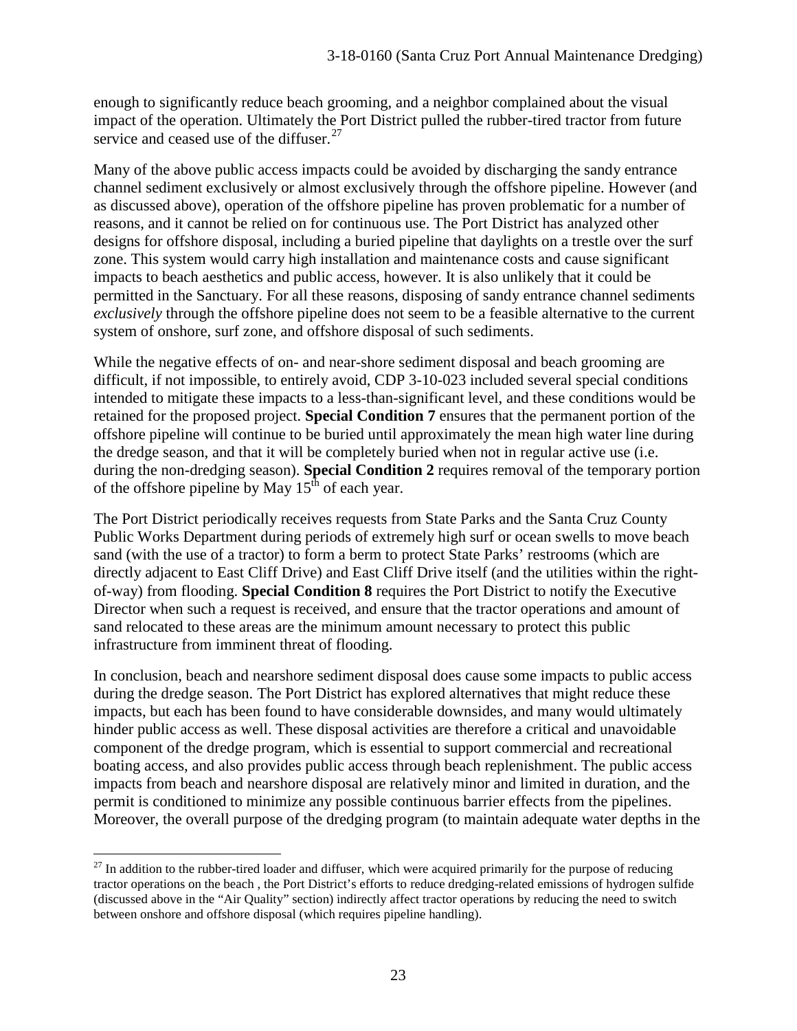enough to significantly reduce beach grooming, and a neighbor complained about the visual impact of the operation. Ultimately the Port District pulled the rubber-tired tractor from future service and ceased use of the diffuser.[27]

Many of the above public access impacts could be avoided by discharging the sandy entrance channel sediment exclusively or almost exclusively through the offshore pipeline. However (and as discussed above), operation of the offshore pipeline has proven problematic for a number of reasons, and it cannot be relied on for continuous use. The Port District has analyzed other designs for offshore disposal, including a buried pipeline that daylights on a trestle over the surf zone. This system would carry high installation and maintenance costs and cause significant impacts to beach aesthetics and public access, however. It is also unlikely that it could be permitted in the Sanctuary. For all these reasons, disposing of sandy entrance channel sediments *exclusively* through the offshore pipeline does not seem to be a feasible alternative to the current system of onshore, surf zone, and offshore disposal of such sediments.

While the negative effects of on- and near-shore sediment disposal and beach grooming are difficult, if not impossible, to entirely avoid, CDP 3-10-023 included several special conditions intended to mitigate these impacts to a less-than-significant level, and these conditions would be retained for the proposed project. **Special Condition 7** ensures that the permanent portion of the offshore pipeline will continue to be buried until approximately the mean high water line during the dredge season, and that it will be completely buried when not in regular active use (i.e. during the non-dredging season). **Special Condition 2** requires removal of the temporary portion of the offshore pipeline by May 15th of each year.

The Port District periodically receives requests from State Parks and the Santa Cruz County Public Works Department during periods of extremely high surf or ocean swells to move beach sand (with the use of a tractor) to form a berm to protect State Parks' restrooms (which are directly adjacent to East Cliff Drive) and East Cliff Drive itself (and the utilities within the right-of-way) from flooding. **Special Condition 8** requires the Port District to notify the Executive Director when such a request is received, and ensure that the tractor operations and amount of sand relocated to these areas are the minimum amount necessary to protect this public infrastructure from imminent threat of flooding.

In conclusion, beach and nearshore sediment disposal does cause some impacts to public access during the dredge season. The Port District has explored alternatives that might reduce these impacts, but each has been found to have considerable downsides, and many would ultimately hinder public access as well. These disposal activities are therefore a critical and unavoidable component of the dredge program, which is essential to support commercial and recreational boating access, and also provides public access through beach replenishment. The public access impacts from beach and nearshore disposal are relatively minor and limited in duration, and the permit is conditioned to minimize any possible continuous barrier effects from the pipelines. Moreover, the overall purpose of the dredging program (to maintain adequate water depths in the

[27] In addition to the rubber-tired loader and diffuser, which were acquired primarily for the purpose of reducing tractor operations on the beach , the Port District's efforts to reduce dredging-related emissions of hydrogen sulfide (discussed above in the "Air Quality" section) indirectly affect tractor operations by reducing the need to switch between onshore and offshore disposal (which requires pipeline handling).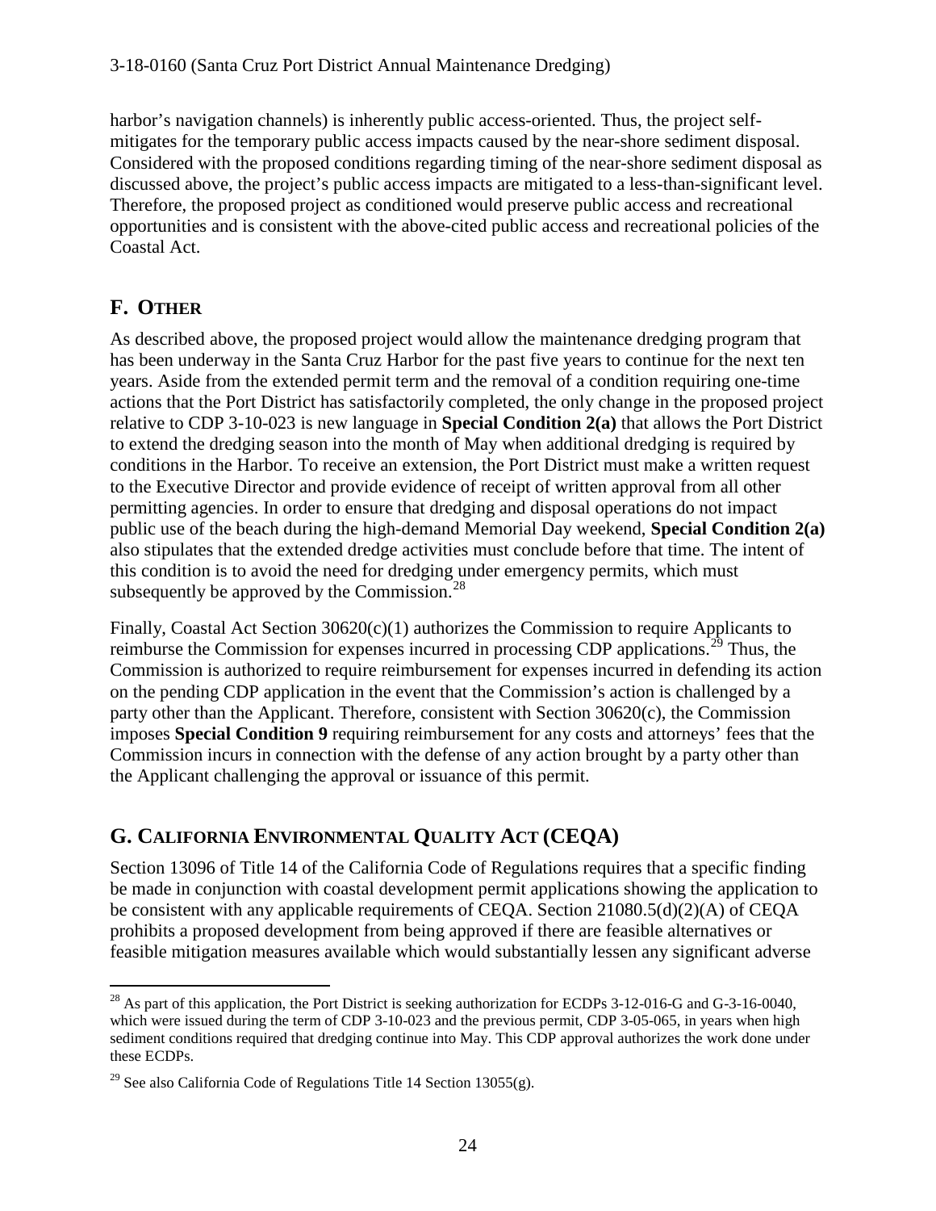harbor's navigation channels) is inherently public access-oriented. Thus, the project self-mitigates for the temporary public access impacts caused by the near-shore sediment disposal. Considered with the proposed conditions regarding timing of the near-shore sediment disposal as discussed above, the project's public access impacts are mitigated to a less-than-significant level. Therefore, the proposed project as conditioned would preserve public access and recreational opportunities and is consistent with the above-cited public access and recreational policies of the Coastal Act.

## F. OTHER

As described above, the proposed project would allow the maintenance dredging program that has been underway in the Santa Cruz Harbor for the past five years to continue for the next ten years. Aside from the extended permit term and the removal of a condition requiring one-time actions that the Port District has satisfactorily completed, the only change in the proposed project relative to CDP 3-10-023 is new language in **Special Condition 2(a)** that allows the Port District to extend the dredging season into the month of May when additional dredging is required by conditions in the Harbor. To receive an extension, the Port District must make a written request to the Executive Director and provide evidence of receipt of written approval from all other permitting agencies. In order to ensure that dredging and disposal operations do not impact public use of the beach during the high-demand Memorial Day weekend, **Special Condition 2(a)** also stipulates that the extended dredge activities must conclude before that time. The intent of this condition is to avoid the need for dredging under emergency permits, which must subsequently be approved by the Commission.[28]

Finally, Coastal Act Section 30620(c)(1) authorizes the Commission to require Applicants to reimburse the Commission for expenses incurred in processing CDP applications.[29] Thus, the Commission is authorized to require reimbursement for expenses incurred in defending its action on the pending CDP application in the event that the Commission's action is challenged by a party other than the Applicant. Therefore, consistent with Section 30620(c), the Commission imposes **Special Condition 9** requiring reimbursement for any costs and attorneys' fees that the Commission incurs in connection with the defense of any action brought by a party other than the Applicant challenging the approval or issuance of this permit.

## G. CALIFORNIA ENVIRONMENTAL QUALITY ACT (CEQA)

Section 13096 of Title 14 of the California Code of Regulations requires that a specific finding be made in conjunction with coastal development permit applications showing the application to be consistent with any applicable requirements of CEQA. Section 21080.5(d)(2)(A) of CEQA prohibits a proposed development from being approved if there are feasible alternatives or feasible mitigation measures available which would substantially lessen any significant adverse

---

[28] As part of this application, the Port District is seeking authorization for ECDPs 3-12-016-G and G-3-16-0040, which were issued during the term of CDP 3-10-023 and the previous permit, CDP 3-05-065, in years when high sediment conditions required that dredging continue into May. This CDP approval authorizes the work done under these ECDPs.

[29] See also California Code of Regulations Title 14 Section 13055(g).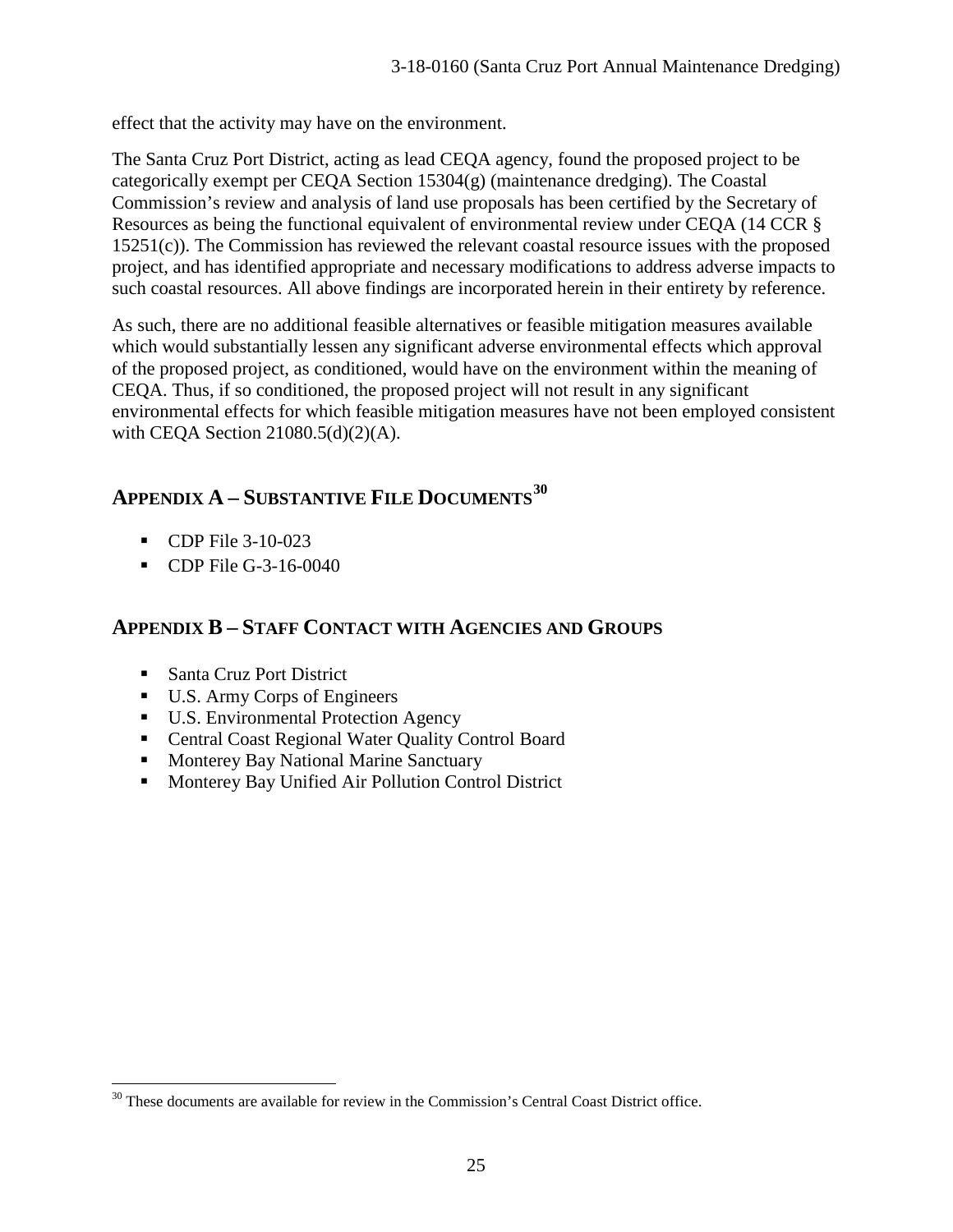effect that the activity may have on the environment.

The Santa Cruz Port District, acting as lead CEQA agency, found the proposed project to be categorically exempt per CEQA Section 15304(g) (maintenance dredging). The Coastal Commission's review and analysis of land use proposals has been certified by the Secretary of Resources as being the functional equivalent of environmental review under CEQA (14 CCR § 15251(c)). The Commission has reviewed the relevant coastal resource issues with the proposed project, and has identified appropriate and necessary modifications to address adverse impacts to such coastal resources. All above findings are incorporated herein in their entirety by reference.

As such, there are no additional feasible alternatives or feasible mitigation measures available which would substantially lessen any significant adverse environmental effects which approval of the proposed project, as conditioned, would have on the environment within the meaning of CEQA. Thus, if so conditioned, the proposed project will not result in any significant environmental effects for which feasible mitigation measures have not been employed consistent with CEQA Section 21080.5(d)(2)(A).

## APPENDIX A – SUBSTANTIVE FILE DOCUMENTS[30]

- CDP File 3-10-023
- CDP File G-3-16-0040

## APPENDIX B – STAFF CONTACT WITH AGENCIES AND GROUPS

- Santa Cruz Port District
- U.S. Army Corps of Engineers
- U.S. Environmental Protection Agency
- Central Coast Regional Water Quality Control Board
- Monterey Bay National Marine Sanctuary
- Monterey Bay Unified Air Pollution Control District

[30] These documents are available for review in the Commission's Central Coast District office.